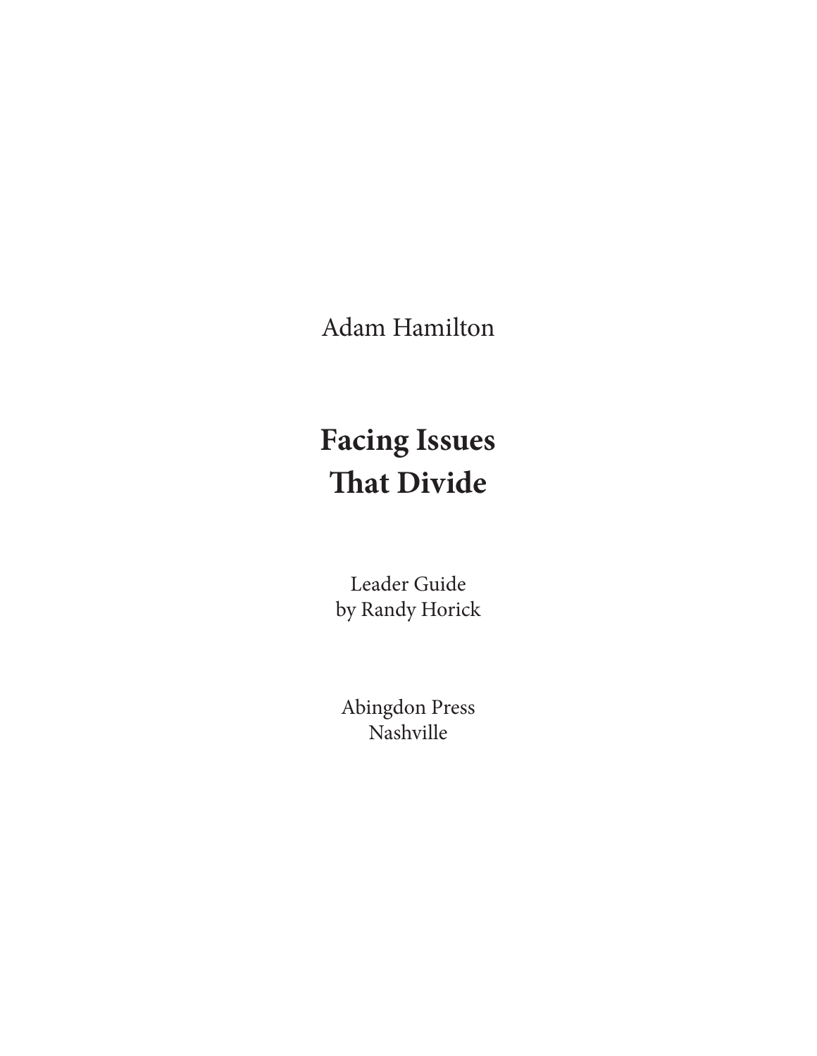Adam Hamilton

# Facing Issues That Divide

Leader Guide
by Randy Horick

Abingdon Press
Nashville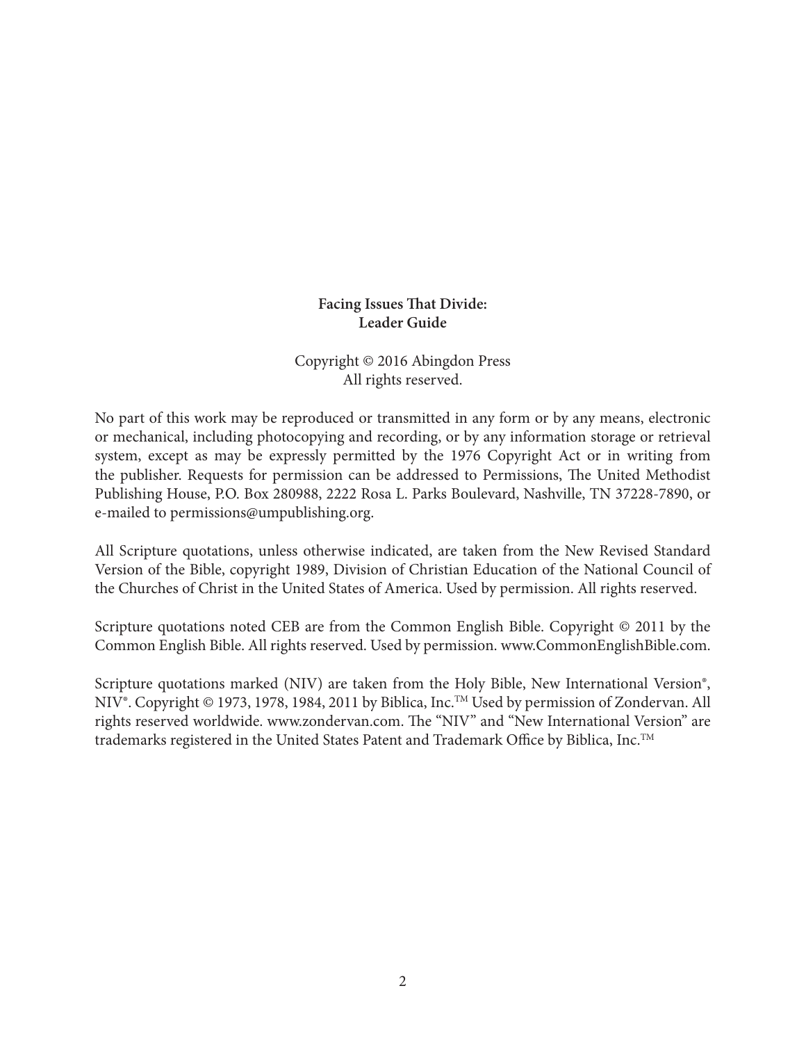**Facing Issues That Divide:**
**Leader Guide**

Copyright © 2016 Abingdon Press
All rights reserved.

No part of this work may be reproduced or transmitted in any form or by any means, electronic or mechanical, including photocopying and recording, or by any information storage or retrieval system, except as may be expressly permitted by the 1976 Copyright Act or in writing from the publisher. Requests for permission can be addressed to Permissions, The United Methodist Publishing House, P.O. Box 280988, 2222 Rosa L. Parks Boulevard, Nashville, TN 37228-7890, or e-mailed to permissions@umpublishing.org.

All Scripture quotations, unless otherwise indicated, are taken from the New Revised Standard Version of the Bible, copyright 1989, Division of Christian Education of the National Council of the Churches of Christ in the United States of America. Used by permission. All rights reserved.

Scripture quotations noted CEB are from the Common English Bible. Copyright © 2011 by the Common English Bible. All rights reserved. Used by permission. www.CommonEnglishBible.com.

Scripture quotations marked (NIV) are taken from the Holy Bible, New International Version®, NIV®. Copyright © 1973, 1978, 1984, 2011 by Biblica, Inc.™ Used by permission of Zondervan. All rights reserved worldwide. www.zondervan.com. The "NIV" and "New International Version" are trademarks registered in the United States Patent and Trademark Office by Biblica, Inc.™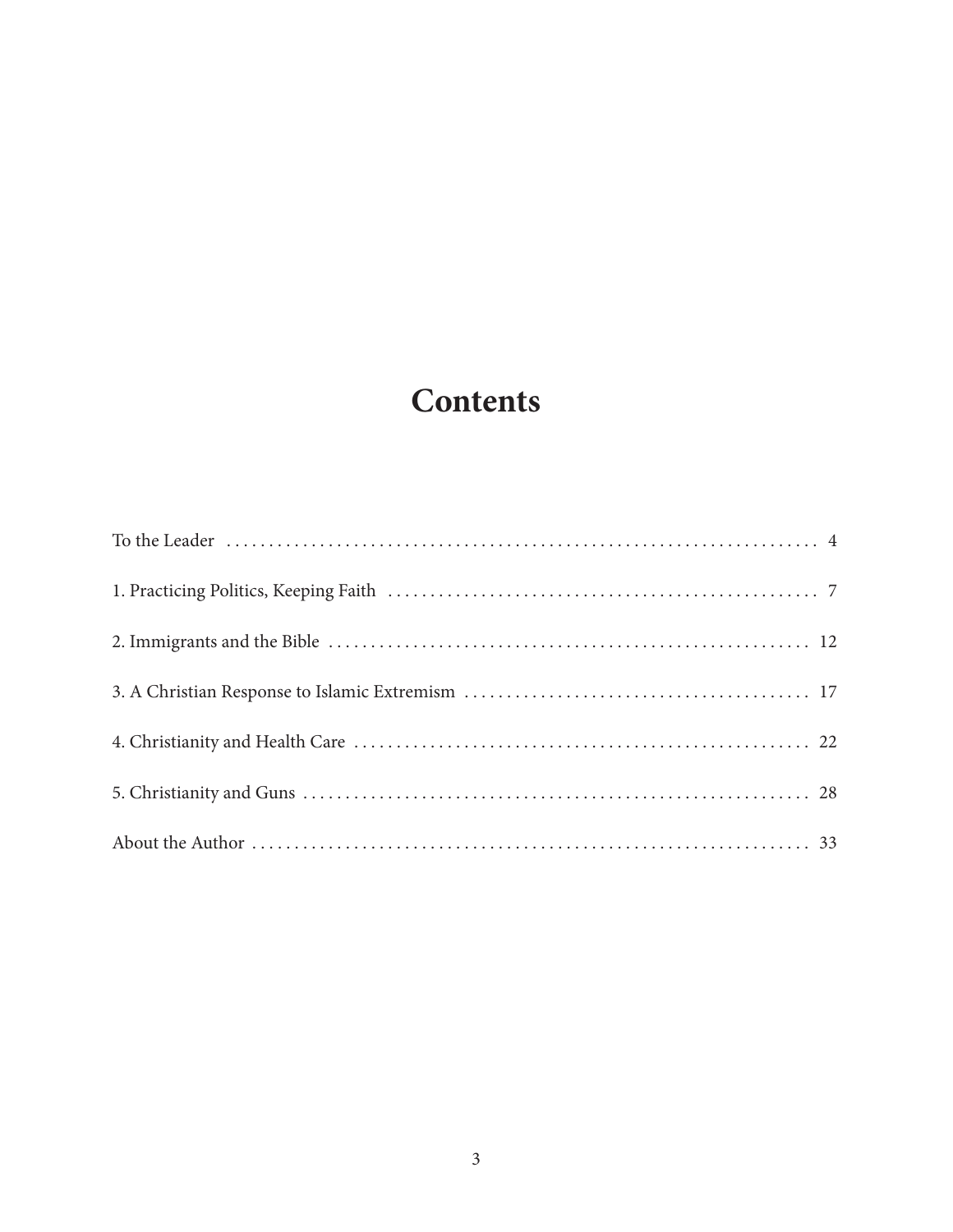# Contents

To the Leader ........................................................................ 4

1. Practicing Politics, Keeping Faith ................................................... 7

2. Immigrants and the Bible .......................................................... 12

3. A Christian Response to Islamic Extremism ......................................... 17

4. Christianity and Health Care ...................................................... 22

5. Christianity and Guns ............................................................. 28

About the Author ..................................................................... 33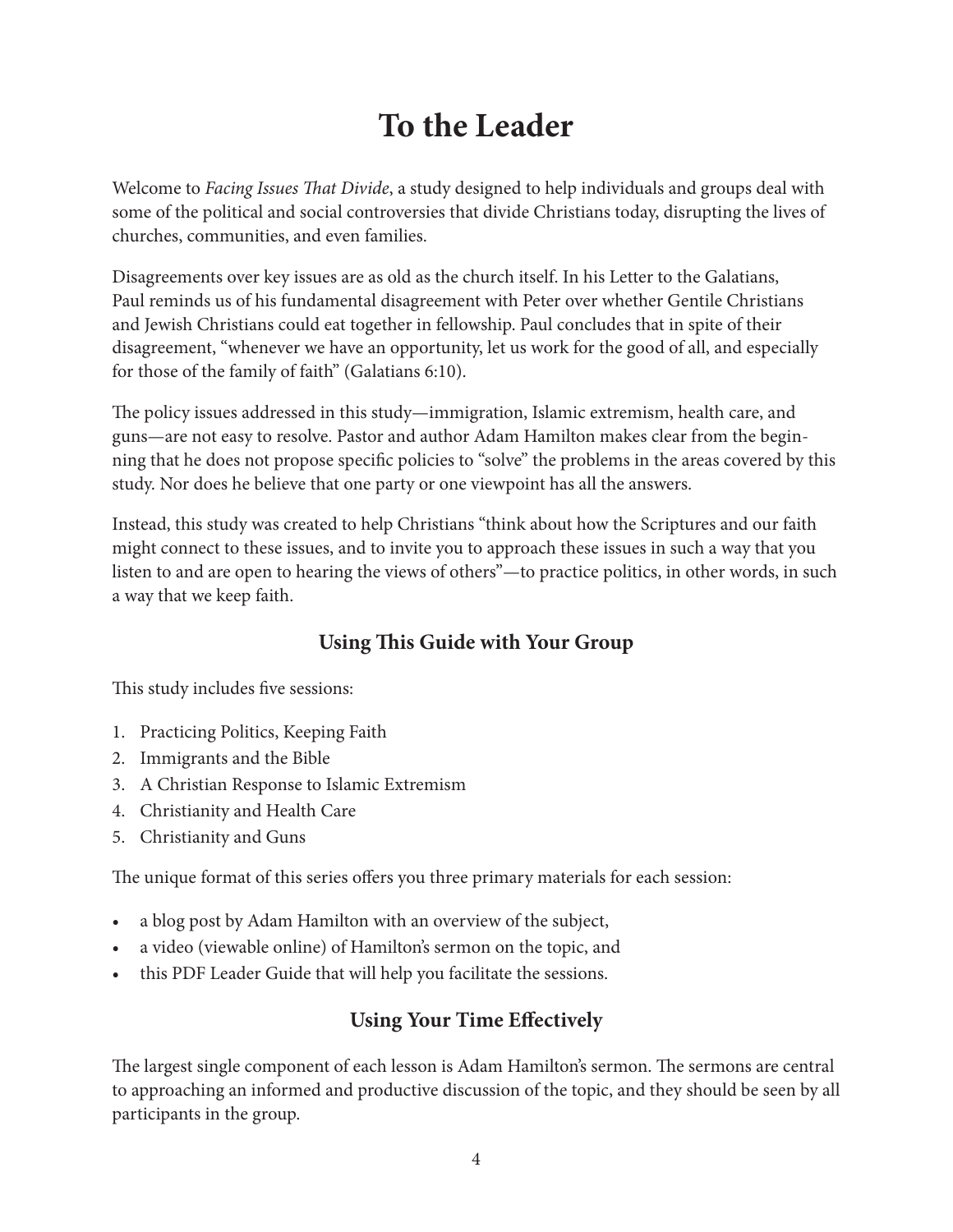# To the Leader

Welcome to *Facing Issues That Divide*, a study designed to help individuals and groups deal with some of the political and social controversies that divide Christians today, disrupting the lives of churches, communities, and even families.

Disagreements over key issues are as old as the church itself. In his Letter to the Galatians, Paul reminds us of his fundamental disagreement with Peter over whether Gentile Christians and Jewish Christians could eat together in fellowship. Paul concludes that in spite of their disagreement, "whenever we have an opportunity, let us work for the good of all, and especially for those of the family of faith" (Galatians 6:10).

The policy issues addressed in this study—immigration, Islamic extremism, health care, and guns—are not easy to resolve. Pastor and author Adam Hamilton makes clear from the beginning that he does not propose specific policies to "solve" the problems in the areas covered by this study. Nor does he believe that one party or one viewpoint has all the answers.

Instead, this study was created to help Christians "think about how the Scriptures and our faith might connect to these issues, and to invite you to approach these issues in such a way that you listen to and are open to hearing the views of others"—to practice politics, in other words, in such a way that we keep faith.

## Using This Guide with Your Group

This study includes five sessions:

1. Practicing Politics, Keeping Faith
2. Immigrants and the Bible
3. A Christian Response to Islamic Extremism
4. Christianity and Health Care
5. Christianity and Guns

The unique format of this series offers you three primary materials for each session:

- a blog post by Adam Hamilton with an overview of the subject,
- a video (viewable online) of Hamilton's sermon on the topic, and
- this PDF Leader Guide that will help you facilitate the sessions.

## Using Your Time Effectively

The largest single component of each lesson is Adam Hamilton's sermon. The sermons are central to approaching an informed and productive discussion of the topic, and they should be seen by all participants in the group.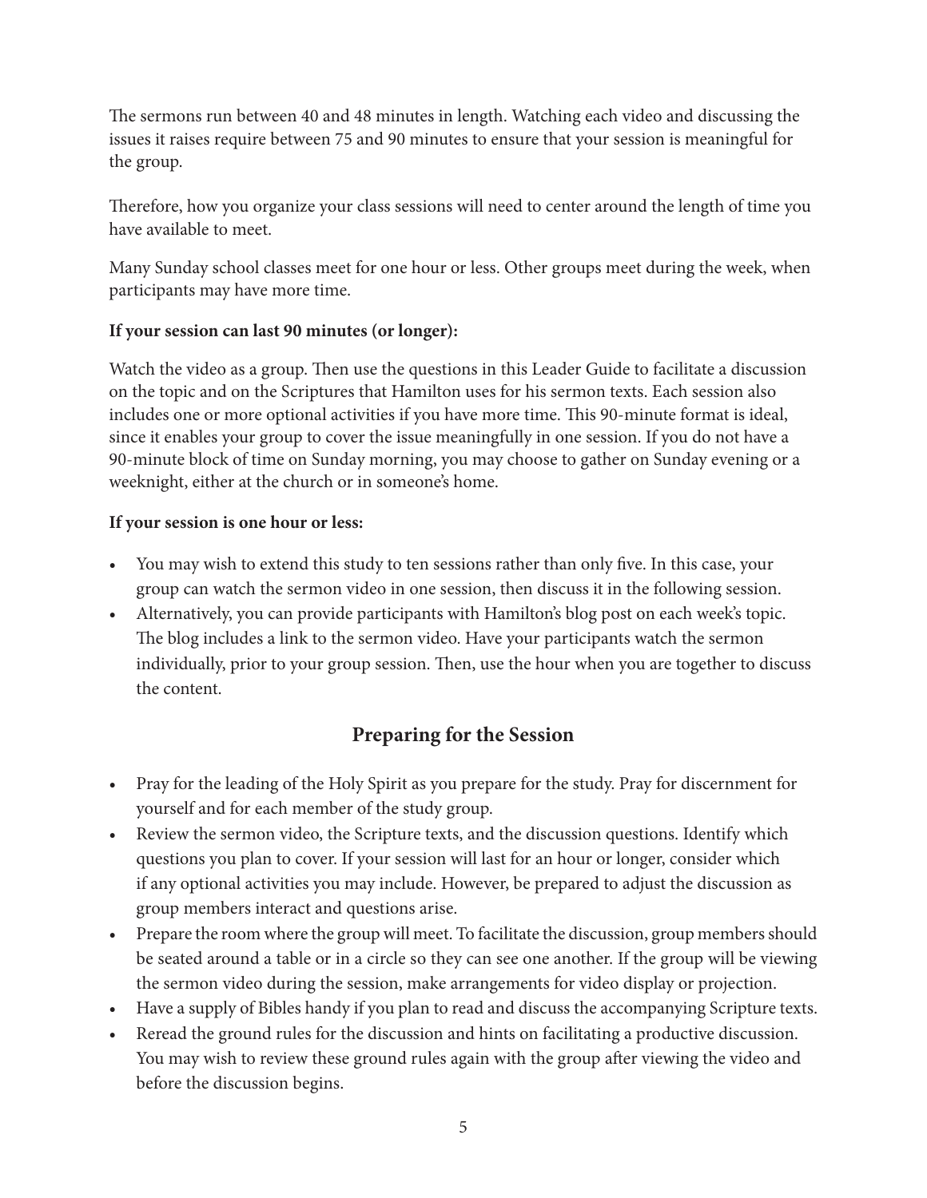The sermons run between 40 and 48 minutes in length. Watching each video and discussing the issues it raises require between 75 and 90 minutes to ensure that your session is meaningful for the group.

Therefore, how you organize your class sessions will need to center around the length of time you have available to meet.

Many Sunday school classes meet for one hour or less. Other groups meet during the week, when participants may have more time.

**If your session can last 90 minutes (or longer):**

Watch the video as a group. Then use the questions in this Leader Guide to facilitate a discussion on the topic and on the Scriptures that Hamilton uses for his sermon texts. Each session also includes one or more optional activities if you have more time. This 90-minute format is ideal, since it enables your group to cover the issue meaningfully in one session. If you do not have a 90-minute block of time on Sunday morning, you may choose to gather on Sunday evening or a weeknight, either at the church or in someone's home.

**If your session is one hour or less:**

- You may wish to extend this study to ten sessions rather than only five. In this case, your group can watch the sermon video in one session, then discuss it in the following session.
- Alternatively, you can provide participants with Hamilton's blog post on each week's topic. The blog includes a link to the sermon video. Have your participants watch the sermon individually, prior to your group session. Then, use the hour when you are together to discuss the content.

## Preparing for the Session

- Pray for the leading of the Holy Spirit as you prepare for the study. Pray for discernment for yourself and for each member of the study group.
- Review the sermon video, the Scripture texts, and the discussion questions. Identify which questions you plan to cover. If your session will last for an hour or longer, consider which if any optional activities you may include. However, be prepared to adjust the discussion as group members interact and questions arise.
- Prepare the room where the group will meet. To facilitate the discussion, group members should be seated around a table or in a circle so they can see one another. If the group will be viewing the sermon video during the session, make arrangements for video display or projection.
- Have a supply of Bibles handy if you plan to read and discuss the accompanying Scripture texts.
- Reread the ground rules for the discussion and hints on facilitating a productive discussion. You may wish to review these ground rules again with the group after viewing the video and before the discussion begins.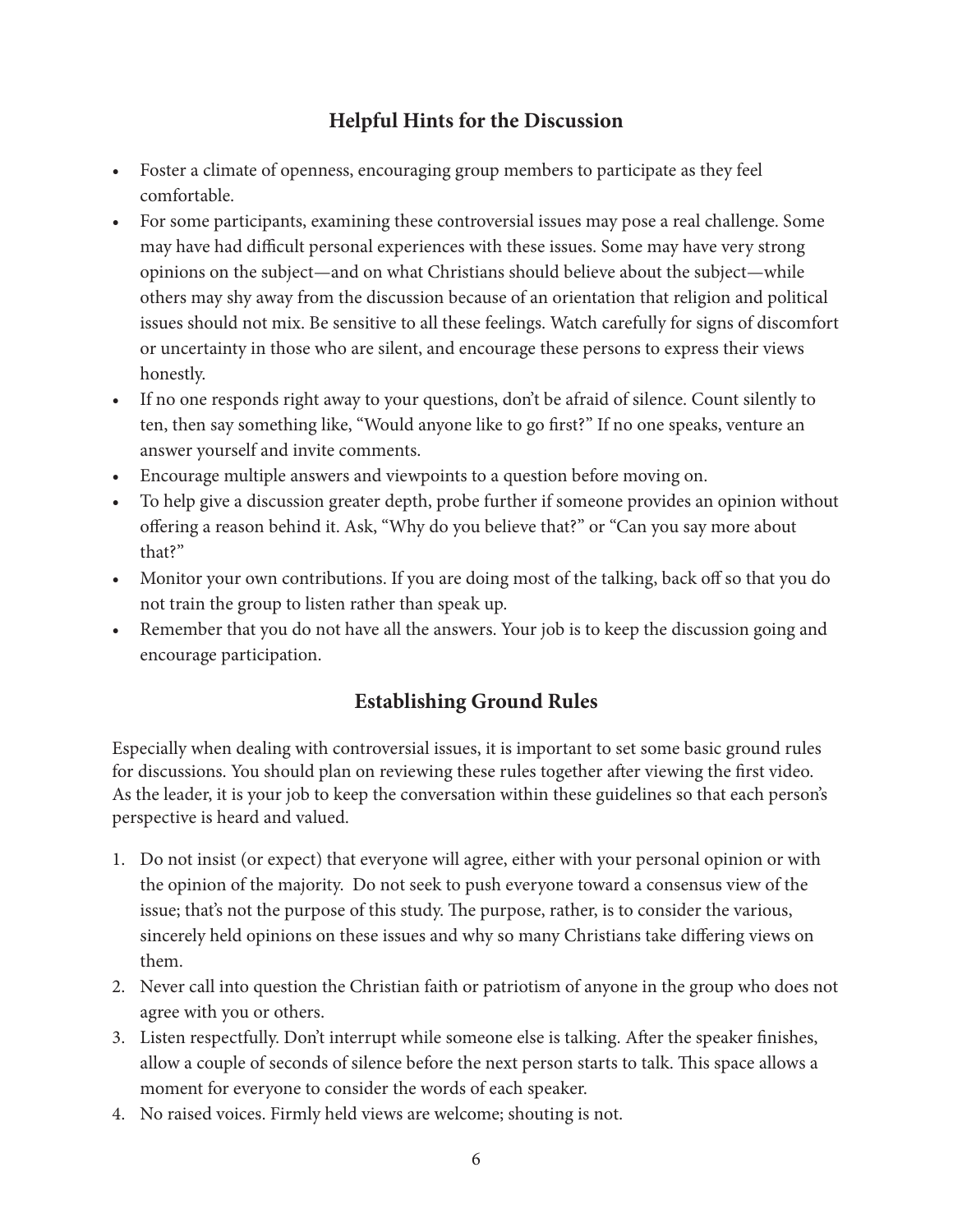## Helpful Hints for the Discussion

- Foster a climate of openness, encouraging group members to participate as they feel comfortable.
- For some participants, examining these controversial issues may pose a real challenge. Some may have had difficult personal experiences with these issues. Some may have very strong opinions on the subject—and on what Christians should believe about the subject—while others may shy away from the discussion because of an orientation that religion and political issues should not mix. Be sensitive to all these feelings. Watch carefully for signs of discomfort or uncertainty in those who are silent, and encourage these persons to express their views honestly.
- If no one responds right away to your questions, don't be afraid of silence. Count silently to ten, then say something like, "Would anyone like to go first?" If no one speaks, venture an answer yourself and invite comments.
- Encourage multiple answers and viewpoints to a question before moving on.
- To help give a discussion greater depth, probe further if someone provides an opinion without offering a reason behind it. Ask, "Why do you believe that?" or "Can you say more about that?"
- Monitor your own contributions. If you are doing most of the talking, back off so that you do not train the group to listen rather than speak up.
- Remember that you do not have all the answers. Your job is to keep the discussion going and encourage participation.

## Establishing Ground Rules

Especially when dealing with controversial issues, it is important to set some basic ground rules for discussions. You should plan on reviewing these rules together after viewing the first video. As the leader, it is your job to keep the conversation within these guidelines so that each person's perspective is heard and valued.

1. Do not insist (or expect) that everyone will agree, either with your personal opinion or with the opinion of the majority. Do not seek to push everyone toward a consensus view of the issue; that's not the purpose of this study. The purpose, rather, is to consider the various, sincerely held opinions on these issues and why so many Christians take differing views on them.
2. Never call into question the Christian faith or patriotism of anyone in the group who does not agree with you or others.
3. Listen respectfully. Don't interrupt while someone else is talking. After the speaker finishes, allow a couple of seconds of silence before the next person starts to talk. This space allows a moment for everyone to consider the words of each speaker.
4. No raised voices. Firmly held views are welcome; shouting is not.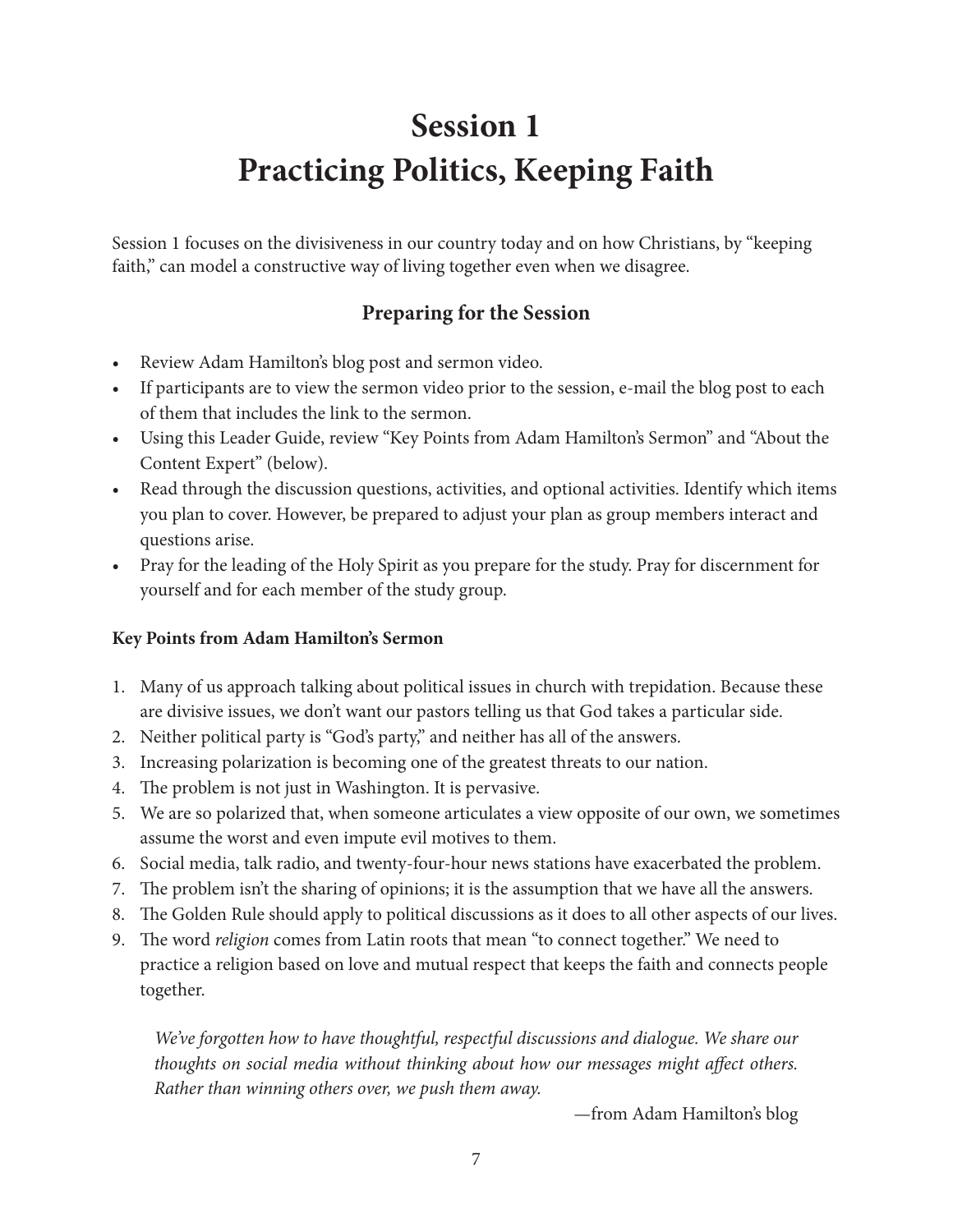# Session 1
# Practicing Politics, Keeping Faith

Session 1 focuses on the divisiveness in our country today and on how Christians, by "keeping faith," can model a constructive way of living together even when we disagree.

## Preparing for the Session

- Review Adam Hamilton's blog post and sermon video.
- If participants are to view the sermon video prior to the session, e-mail the blog post to each of them that includes the link to the sermon.
- Using this Leader Guide, review "Key Points from Adam Hamilton's Sermon" and "About the Content Expert" (below).
- Read through the discussion questions, activities, and optional activities. Identify which items you plan to cover. However, be prepared to adjust your plan as group members interact and questions arise.
- Pray for the leading of the Holy Spirit as you prepare for the study. Pray for discernment for yourself and for each member of the study group.

**Key Points from Adam Hamilton's Sermon**

1. Many of us approach talking about political issues in church with trepidation. Because these are divisive issues, we don't want our pastors telling us that God takes a particular side.
2. Neither political party is "God's party," and neither has all of the answers.
3. Increasing polarization is becoming one of the greatest threats to our nation.
4. The problem is not just in Washington. It is pervasive.
5. We are so polarized that, when someone articulates a view opposite of our own, we sometimes assume the worst and even impute evil motives to them.
6. Social media, talk radio, and twenty-four-hour news stations have exacerbated the problem.
7. The problem isn't the sharing of opinions; it is the assumption that we have all the answers.
8. The Golden Rule should apply to political discussions as it does to all other aspects of our lives.
9. The word *religion* comes from Latin roots that mean "to connect together." We need to practice a religion based on love and mutual respect that keeps the faith and connects people together.

> *We've forgotten how to have thoughtful, respectful discussions and dialogue. We share our thoughts on social media without thinking about how our messages might affect others. Rather than winning others over, we push them away.*
>
> —from Adam Hamilton's blog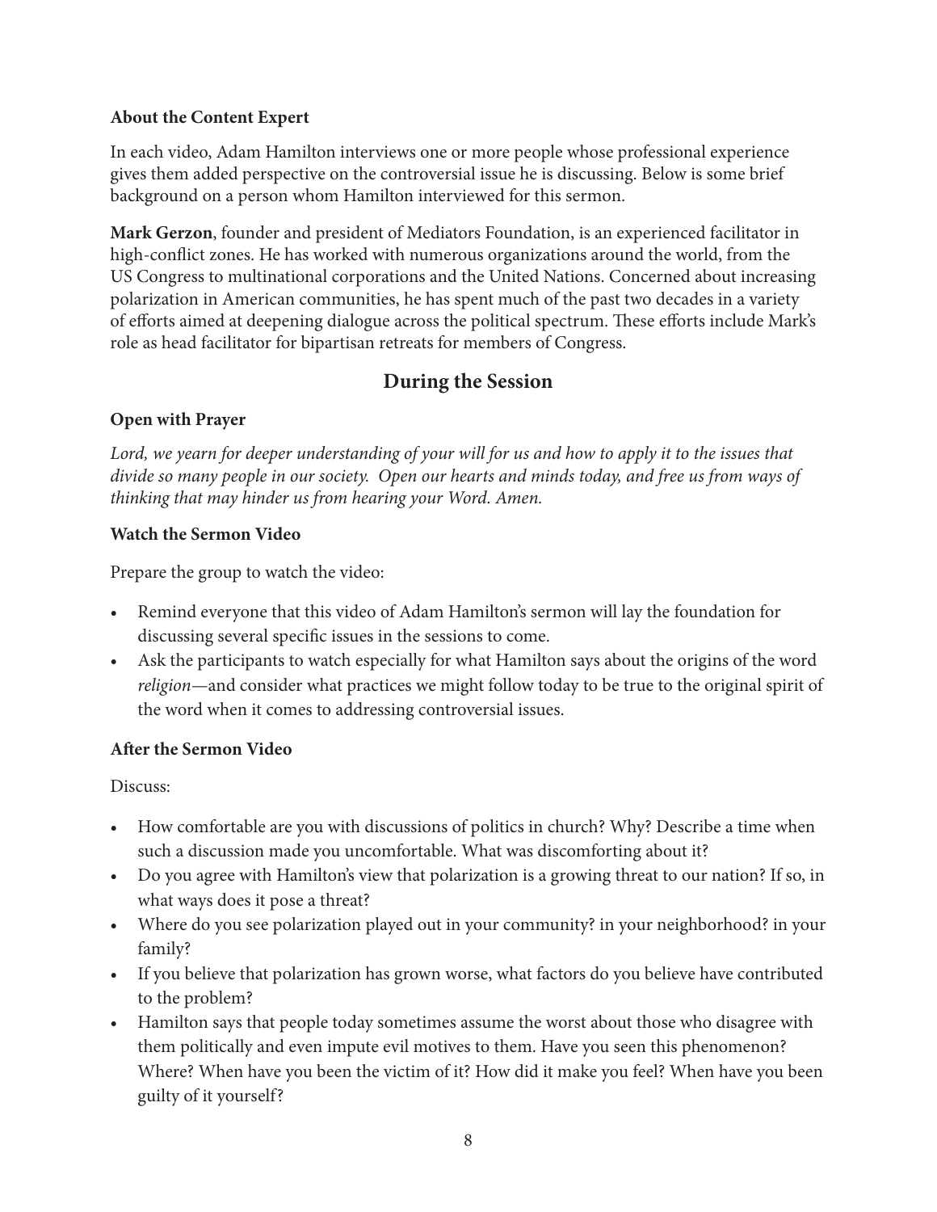**About the Content Expert**

In each video, Adam Hamilton interviews one or more people whose professional experience gives them added perspective on the controversial issue he is discussing. Below is some brief background on a person whom Hamilton interviewed for this sermon.

**Mark Gerzon**, founder and president of Mediators Foundation, is an experienced facilitator in high-conflict zones. He has worked with numerous organizations around the world, from the US Congress to multinational corporations and the United Nations. Concerned about increasing polarization in American communities, he has spent much of the past two decades in a variety of efforts aimed at deepening dialogue across the political spectrum. These efforts include Mark's role as head facilitator for bipartisan retreats for members of Congress.

## During the Session

**Open with Prayer**

*Lord, we yearn for deeper understanding of your will for us and how to apply it to the issues that divide so many people in our society. Open our hearts and minds today, and free us from ways of thinking that may hinder us from hearing your Word. Amen.*

**Watch the Sermon Video**

Prepare the group to watch the video:

- Remind everyone that this video of Adam Hamilton's sermon will lay the foundation for discussing several specific issues in the sessions to come.
- Ask the participants to watch especially for what Hamilton says about the origins of the word *religion*—and consider what practices we might follow today to be true to the original spirit of the word when it comes to addressing controversial issues.

**After the Sermon Video**

Discuss:

- How comfortable are you with discussions of politics in church? Why? Describe a time when such a discussion made you uncomfortable. What was discomforting about it?
- Do you agree with Hamilton's view that polarization is a growing threat to our nation? If so, in what ways does it pose a threat?
- Where do you see polarization played out in your community? in your neighborhood? in your family?
- If you believe that polarization has grown worse, what factors do you believe have contributed to the problem?
- Hamilton says that people today sometimes assume the worst about those who disagree with them politically and even impute evil motives to them. Have you seen this phenomenon? Where? When have you been the victim of it? How did it make you feel? When have you been guilty of it yourself?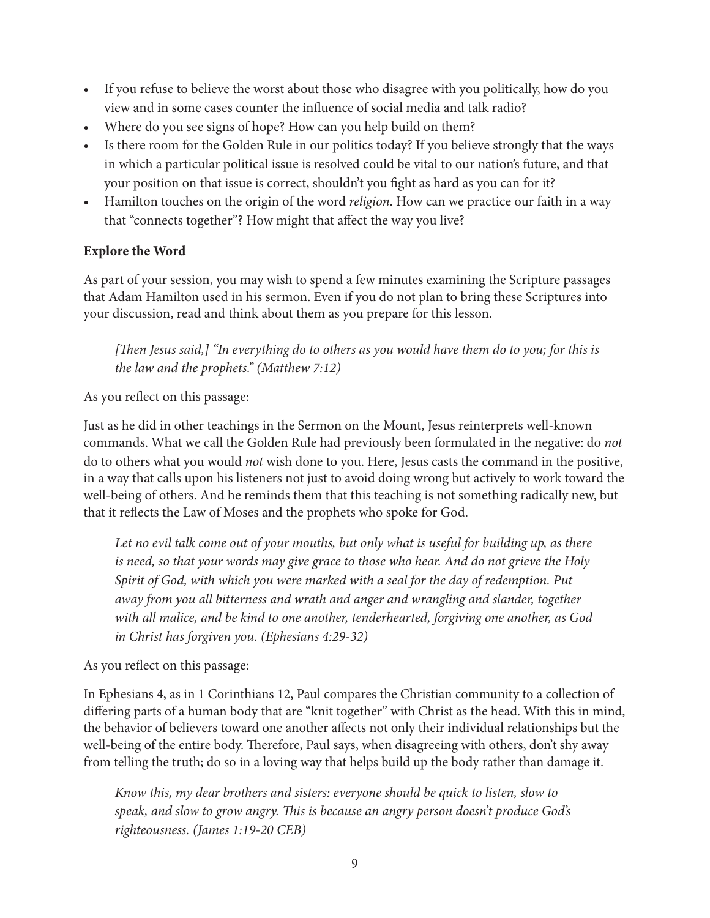- If you refuse to believe the worst about those who disagree with you politically, how do you view and in some cases counter the influence of social media and talk radio?
- Where do you see signs of hope? How can you help build on them?
- Is there room for the Golden Rule in our politics today? If you believe strongly that the ways in which a particular political issue is resolved could be vital to our nation's future, and that your position on that issue is correct, shouldn't you fight as hard as you can for it?
- Hamilton touches on the origin of the word *religion*. How can we practice our faith in a way that "connects together"? How might that affect the way you live?

**Explore the Word**

As part of your session, you may wish to spend a few minutes examining the Scripture passages that Adam Hamilton used in his sermon. Even if you do not plan to bring these Scriptures into your discussion, read and think about them as you prepare for this lesson.

> *[Then Jesus said,] "In everything do to others as you would have them do to you; for this is the law and the prophets." (Matthew 7:12)*

As you reflect on this passage:

Just as he did in other teachings in the Sermon on the Mount, Jesus reinterprets well-known commands. What we call the Golden Rule had previously been formulated in the negative: do *not* do to others what you would *not* wish done to you. Here, Jesus casts the command in the positive, in a way that calls upon his listeners not just to avoid doing wrong but actively to work toward the well-being of others. And he reminds them that this teaching is not something radically new, but that it reflects the Law of Moses and the prophets who spoke for God.

> *Let no evil talk come out of your mouths, but only what is useful for building up, as there is need, so that your words may give grace to those who hear. And do not grieve the Holy Spirit of God, with which you were marked with a seal for the day of redemption. Put away from you all bitterness and wrath and anger and wrangling and slander, together with all malice, and be kind to one another, tenderhearted, forgiving one another, as God in Christ has forgiven you. (Ephesians 4:29-32)*

As you reflect on this passage:

In Ephesians 4, as in 1 Corinthians 12, Paul compares the Christian community to a collection of differing parts of a human body that are "knit together" with Christ as the head. With this in mind, the behavior of believers toward one another affects not only their individual relationships but the well-being of the entire body. Therefore, Paul says, when disagreeing with others, don't shy away from telling the truth; do so in a loving way that helps build up the body rather than damage it.

> *Know this, my dear brothers and sisters: everyone should be quick to listen, slow to speak, and slow to grow angry. This is because an angry person doesn't produce God's righteousness. (James 1:19-20 CEB)*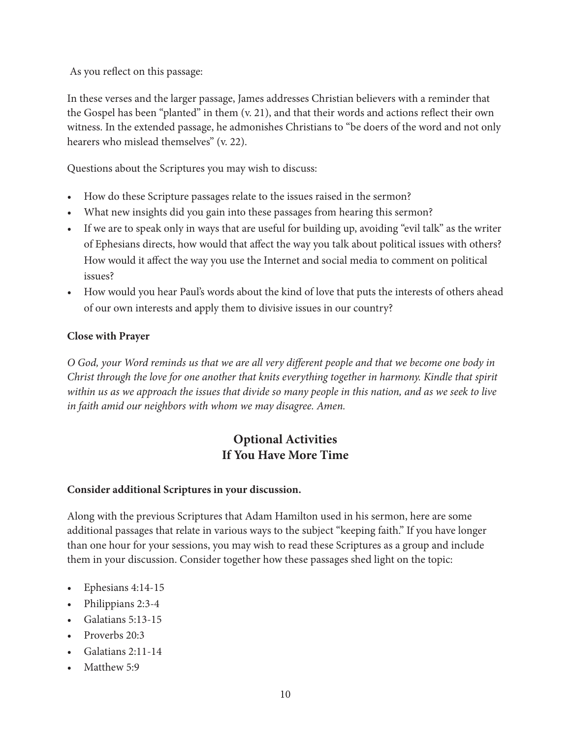As you reflect on this passage:

In these verses and the larger passage, James addresses Christian believers with a reminder that the Gospel has been "planted" in them (v. 21), and that their words and actions reflect their own witness. In the extended passage, he admonishes Christians to "be doers of the word and not only hearers who mislead themselves" (v. 22).

Questions about the Scriptures you may wish to discuss:

- How do these Scripture passages relate to the issues raised in the sermon?
- What new insights did you gain into these passages from hearing this sermon?
- If we are to speak only in ways that are useful for building up, avoiding "evil talk" as the writer of Ephesians directs, how would that affect the way you talk about political issues with others? How would it affect the way you use the Internet and social media to comment on political issues?
- How would you hear Paul's words about the kind of love that puts the interests of others ahead of our own interests and apply them to divisive issues in our country?

**Close with Prayer**

*O God, your Word reminds us that we are all very different people and that we become one body in Christ through the love for one another that knits everything together in harmony. Kindle that spirit within us as we approach the issues that divide so many people in this nation, and as we seek to live in faith amid our neighbors with whom we may disagree. Amen.*

## Optional Activities If You Have More Time

**Consider additional Scriptures in your discussion.**

Along with the previous Scriptures that Adam Hamilton used in his sermon, here are some additional passages that relate in various ways to the subject "keeping faith." If you have longer than one hour for your sessions, you may wish to read these Scriptures as a group and include them in your discussion. Consider together how these passages shed light on the topic:

- Ephesians 4:14-15
- Philippians 2:3-4
- Galatians 5:13-15
- Proverbs 20:3
- Galatians 2:11-14
- Matthew 5:9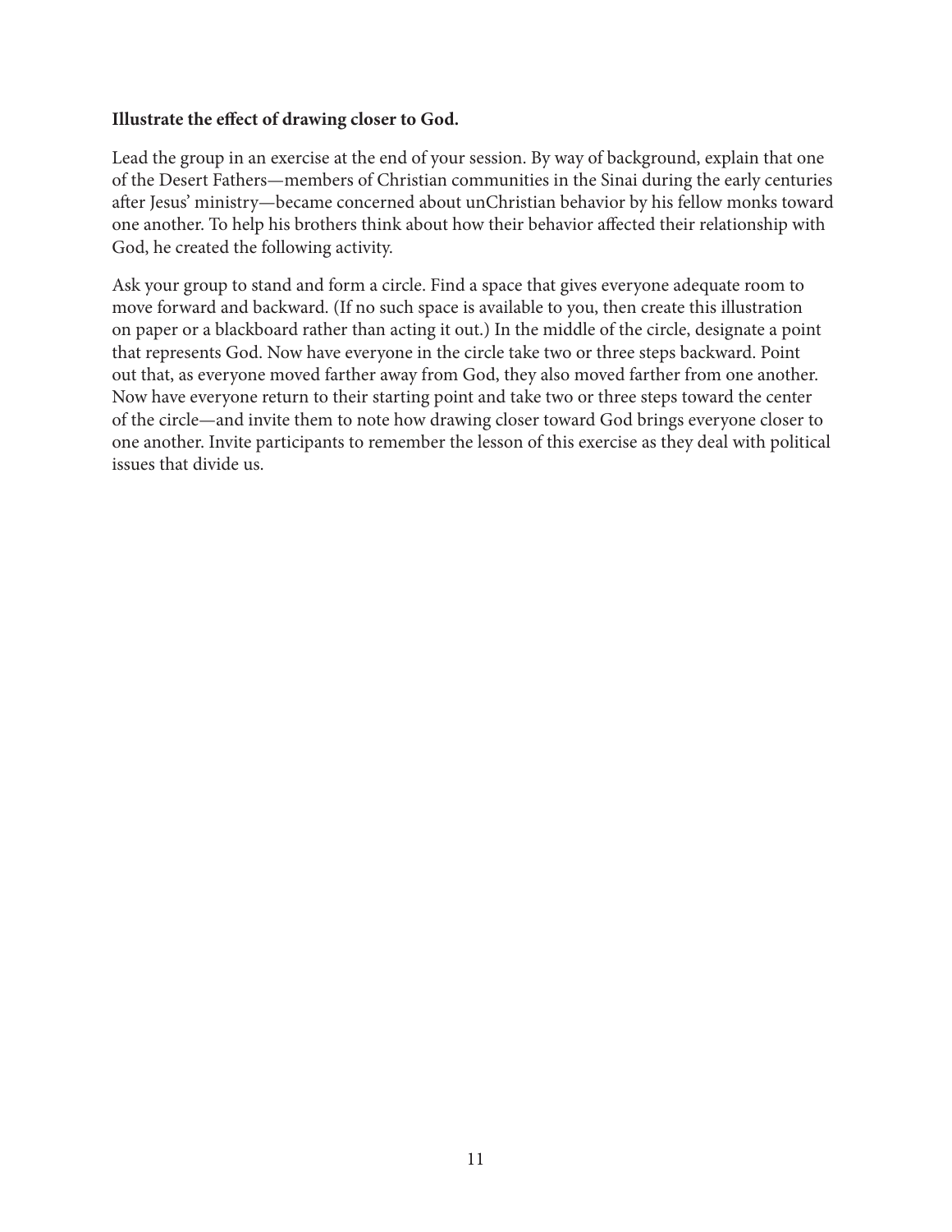**Illustrate the effect of drawing closer to God.**

Lead the group in an exercise at the end of your session. By way of background, explain that one of the Desert Fathers—members of Christian communities in the Sinai during the early centuries after Jesus' ministry—became concerned about unChristian behavior by his fellow monks toward one another. To help his brothers think about how their behavior affected their relationship with God, he created the following activity.

Ask your group to stand and form a circle. Find a space that gives everyone adequate room to move forward and backward. (If no such space is available to you, then create this illustration on paper or a blackboard rather than acting it out.) In the middle of the circle, designate a point that represents God. Now have everyone in the circle take two or three steps backward. Point out that, as everyone moved farther away from God, they also moved farther from one another. Now have everyone return to their starting point and take two or three steps toward the center of the circle—and invite them to note how drawing closer toward God brings everyone closer to one another. Invite participants to remember the lesson of this exercise as they deal with political issues that divide us.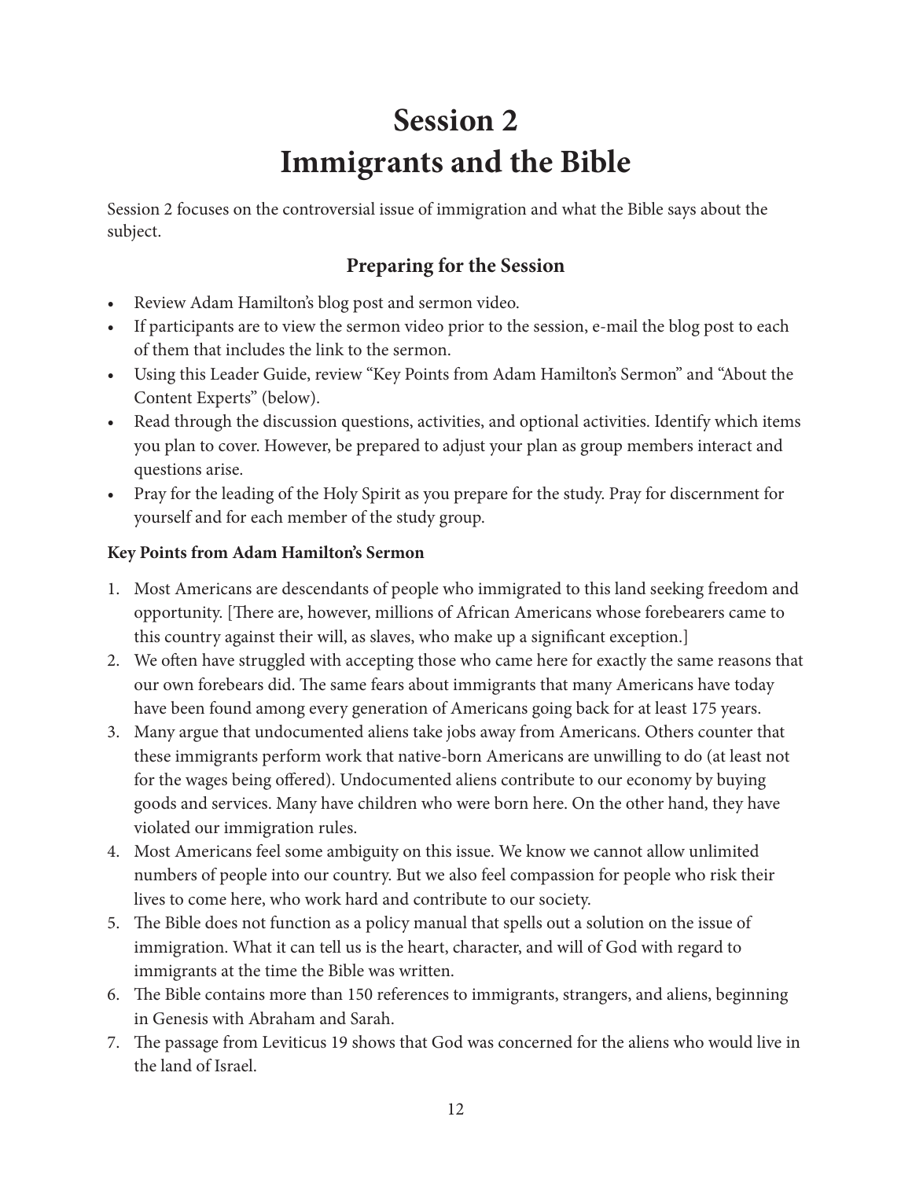# Session 2
# Immigrants and the Bible

Session 2 focuses on the controversial issue of immigration and what the Bible says about the subject.

## Preparing for the Session

- Review Adam Hamilton's blog post and sermon video.
- If participants are to view the sermon video prior to the session, e-mail the blog post to each of them that includes the link to the sermon.
- Using this Leader Guide, review "Key Points from Adam Hamilton's Sermon" and "About the Content Experts" (below).
- Read through the discussion questions, activities, and optional activities. Identify which items you plan to cover. However, be prepared to adjust your plan as group members interact and questions arise.
- Pray for the leading of the Holy Spirit as you prepare for the study. Pray for discernment for yourself and for each member of the study group.

**Key Points from Adam Hamilton's Sermon**

1. Most Americans are descendants of people who immigrated to this land seeking freedom and opportunity. [There are, however, millions of African Americans whose forebearers came to this country against their will, as slaves, who make up a significant exception.]
2. We often have struggled with accepting those who came here for exactly the same reasons that our own forebears did. The same fears about immigrants that many Americans have today have been found among every generation of Americans going back for at least 175 years.
3. Many argue that undocumented aliens take jobs away from Americans. Others counter that these immigrants perform work that native-born Americans are unwilling to do (at least not for the wages being offered). Undocumented aliens contribute to our economy by buying goods and services. Many have children who were born here. On the other hand, they have violated our immigration rules.
4. Most Americans feel some ambiguity on this issue. We know we cannot allow unlimited numbers of people into our country. But we also feel compassion for people who risk their lives to come here, who work hard and contribute to our society.
5. The Bible does not function as a policy manual that spells out a solution on the issue of immigration. What it can tell us is the heart, character, and will of God with regard to immigrants at the time the Bible was written.
6. The Bible contains more than 150 references to immigrants, strangers, and aliens, beginning in Genesis with Abraham and Sarah.
7. The passage from Leviticus 19 shows that God was concerned for the aliens who would live in the land of Israel.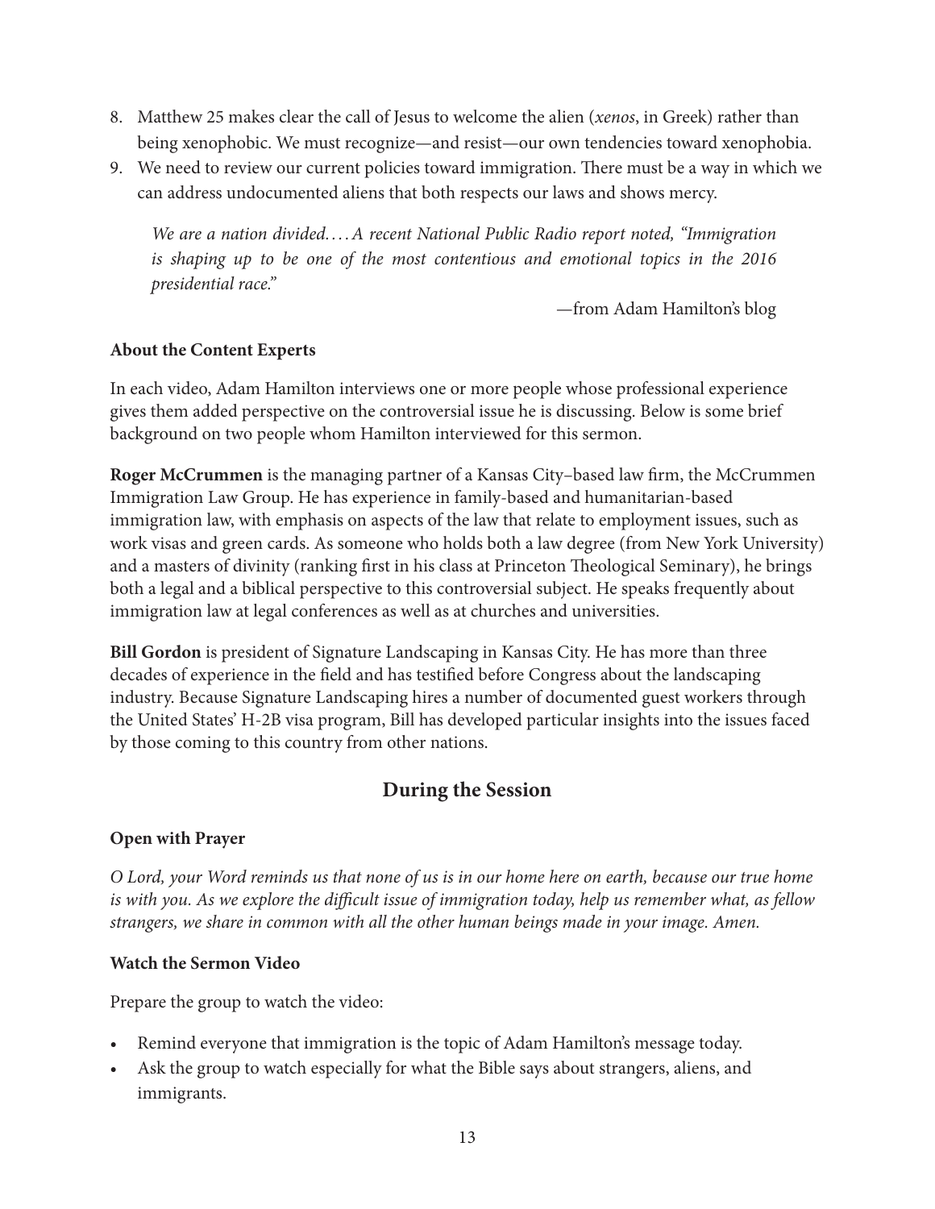8. Matthew 25 makes clear the call of Jesus to welcome the alien (*xenos*, in Greek) rather than being xenophobic. We must recognize—and resist—our own tendencies toward xenophobia.
9. We need to review our current policies toward immigration. There must be a way in which we can address undocumented aliens that both respects our laws and shows mercy.

> *We are a nation divided.... A recent National Public Radio report noted, "Immigration is shaping up to be one of the most contentious and emotional topics in the 2016 presidential race."*
>
> —from Adam Hamilton's blog

**About the Content Experts**

In each video, Adam Hamilton interviews one or more people whose professional experience gives them added perspective on the controversial issue he is discussing. Below is some brief background on two people whom Hamilton interviewed for this sermon.

**Roger McCrummen** is the managing partner of a Kansas City–based law firm, the McCrummen Immigration Law Group. He has experience in family-based and humanitarian-based immigration law, with emphasis on aspects of the law that relate to employment issues, such as work visas and green cards. As someone who holds both a law degree (from New York University) and a masters of divinity (ranking first in his class at Princeton Theological Seminary), he brings both a legal and a biblical perspective to this controversial subject. He speaks frequently about immigration law at legal conferences as well as at churches and universities.

**Bill Gordon** is president of Signature Landscaping in Kansas City. He has more than three decades of experience in the field and has testified before Congress about the landscaping industry. Because Signature Landscaping hires a number of documented guest workers through the United States' H-2B visa program, Bill has developed particular insights into the issues faced by those coming to this country from other nations.

## During the Session

**Open with Prayer**

*O Lord, your Word reminds us that none of us is in our home here on earth, because our true home is with you. As we explore the difficult issue of immigration today, help us remember what, as fellow strangers, we share in common with all the other human beings made in your image. Amen.*

**Watch the Sermon Video**

Prepare the group to watch the video:

- Remind everyone that immigration is the topic of Adam Hamilton's message today.
- Ask the group to watch especially for what the Bible says about strangers, aliens, and immigrants.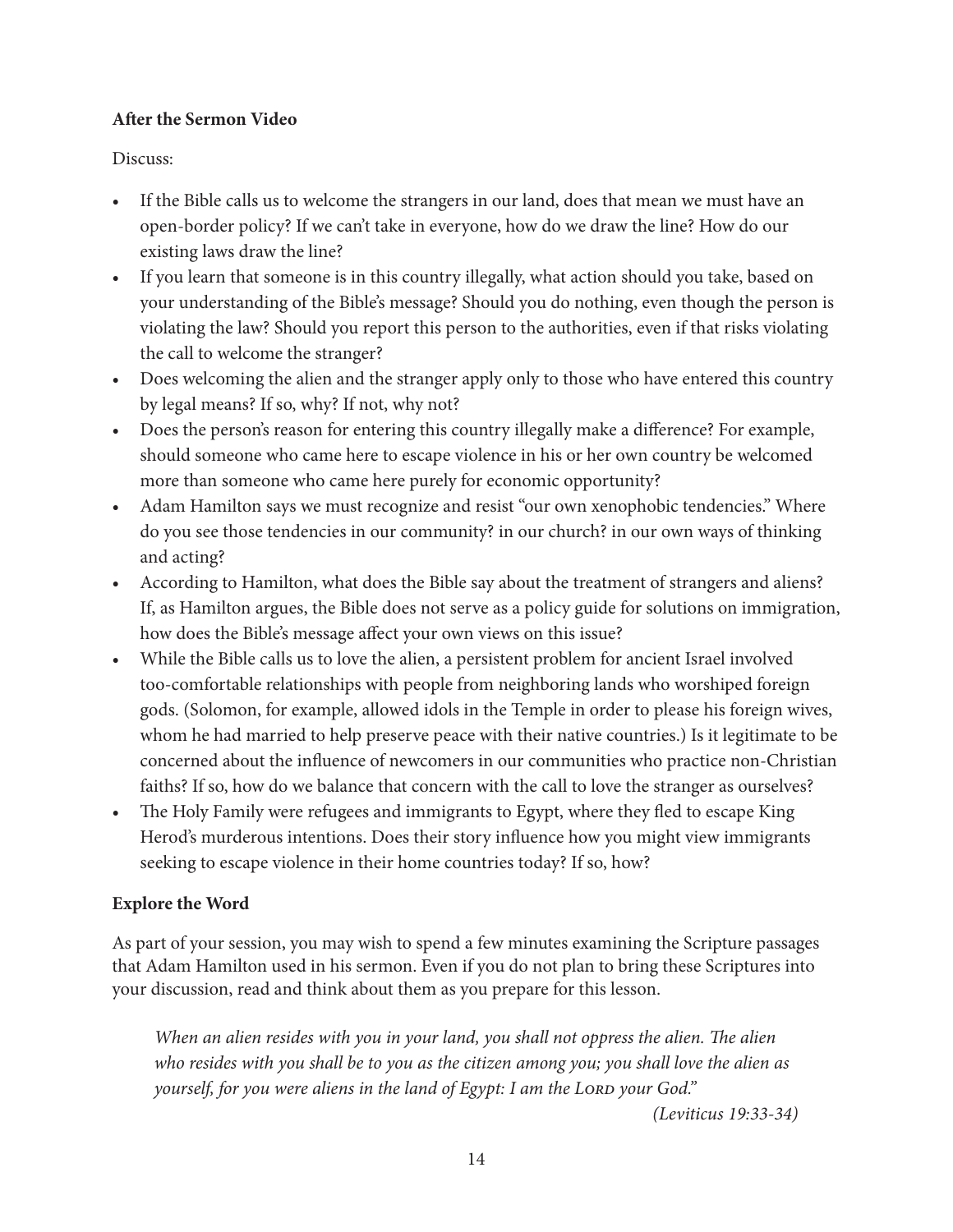**After the Sermon Video**

Discuss:

- If the Bible calls us to welcome the strangers in our land, does that mean we must have an open-border policy? If we can't take in everyone, how do we draw the line? How do our existing laws draw the line?
- If you learn that someone is in this country illegally, what action should you take, based on your understanding of the Bible's message? Should you do nothing, even though the person is violating the law? Should you report this person to the authorities, even if that risks violating the call to welcome the stranger?
- Does welcoming the alien and the stranger apply only to those who have entered this country by legal means? If so, why? If not, why not?
- Does the person's reason for entering this country illegally make a difference? For example, should someone who came here to escape violence in his or her own country be welcomed more than someone who came here purely for economic opportunity?
- Adam Hamilton says we must recognize and resist "our own xenophobic tendencies." Where do you see those tendencies in our community? in our church? in our own ways of thinking and acting?
- According to Hamilton, what does the Bible say about the treatment of strangers and aliens? If, as Hamilton argues, the Bible does not serve as a policy guide for solutions on immigration, how does the Bible's message affect your own views on this issue?
- While the Bible calls us to love the alien, a persistent problem for ancient Israel involved too-comfortable relationships with people from neighboring lands who worshiped foreign gods. (Solomon, for example, allowed idols in the Temple in order to please his foreign wives, whom he had married to help preserve peace with their native countries.) Is it legitimate to be concerned about the influence of newcomers in our communities who practice non-Christian faiths? If so, how do we balance that concern with the call to love the stranger as ourselves?
- The Holy Family were refugees and immigrants to Egypt, where they fled to escape King Herod's murderous intentions. Does their story influence how you might view immigrants seeking to escape violence in their home countries today? If so, how?

**Explore the Word**

As part of your session, you may wish to spend a few minutes examining the Scripture passages that Adam Hamilton used in his sermon. Even if you do not plan to bring these Scriptures into your discussion, read and think about them as you prepare for this lesson.

> *When an alien resides with you in your land, you shall not oppress the alien. The alien who resides with you shall be to you as the citizen among you; you shall love the alien as yourself, for you were aliens in the land of Egypt: I am the LORD your God."*
>
> *(Leviticus 19:33-34)*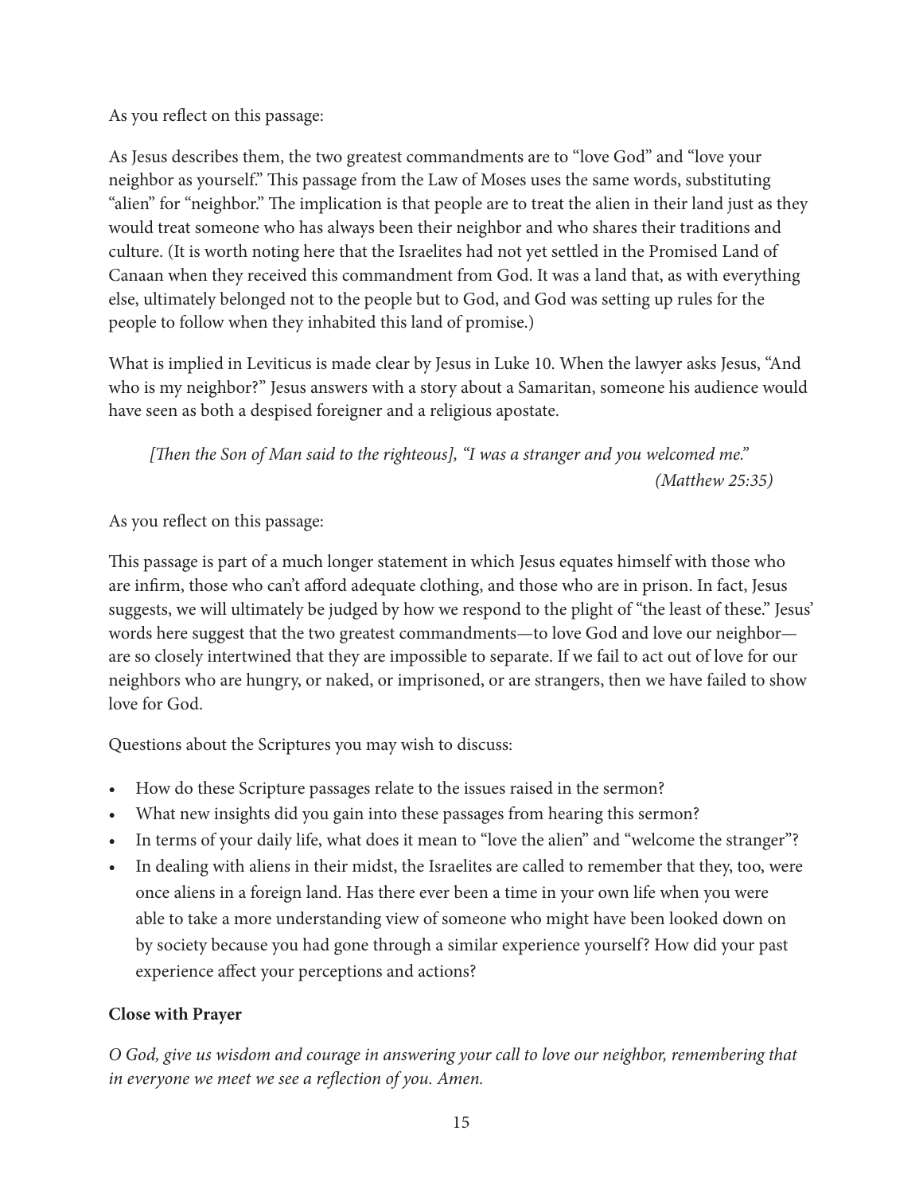As you reflect on this passage:

As Jesus describes them, the two greatest commandments are to "love God" and "love your neighbor as yourself." This passage from the Law of Moses uses the same words, substituting "alien" for "neighbor." The implication is that people are to treat the alien in their land just as they would treat someone who has always been their neighbor and who shares their traditions and culture. (It is worth noting here that the Israelites had not yet settled in the Promised Land of Canaan when they received this commandment from God. It was a land that, as with everything else, ultimately belonged not to the people but to God, and God was setting up rules for the people to follow when they inhabited this land of promise.)

What is implied in Leviticus is made clear by Jesus in Luke 10. When the lawyer asks Jesus, "And who is my neighbor?" Jesus answers with a story about a Samaritan, someone his audience would have seen as both a despised foreigner and a religious apostate.

> *[Then the Son of Man said to the righteous], "I was a stranger and you welcomed me."*
> *(Matthew 25:35)*

As you reflect on this passage:

This passage is part of a much longer statement in which Jesus equates himself with those who are infirm, those who can't afford adequate clothing, and those who are in prison. In fact, Jesus suggests, we will ultimately be judged by how we respond to the plight of "the least of these." Jesus' words here suggest that the two greatest commandments—to love God and love our neighbor—are so closely intertwined that they are impossible to separate. If we fail to act out of love for our neighbors who are hungry, or naked, or imprisoned, or are strangers, then we have failed to show love for God.

Questions about the Scriptures you may wish to discuss:

- How do these Scripture passages relate to the issues raised in the sermon?
- What new insights did you gain into these passages from hearing this sermon?
- In terms of your daily life, what does it mean to "love the alien" and "welcome the stranger"?
- In dealing with aliens in their midst, the Israelites are called to remember that they, too, were once aliens in a foreign land. Has there ever been a time in your own life when you were able to take a more understanding view of someone who might have been looked down on by society because you had gone through a similar experience yourself? How did your past experience affect your perceptions and actions?

**Close with Prayer**

*O God, give us wisdom and courage in answering your call to love our neighbor, remembering that in everyone we meet we see a reflection of you. Amen.*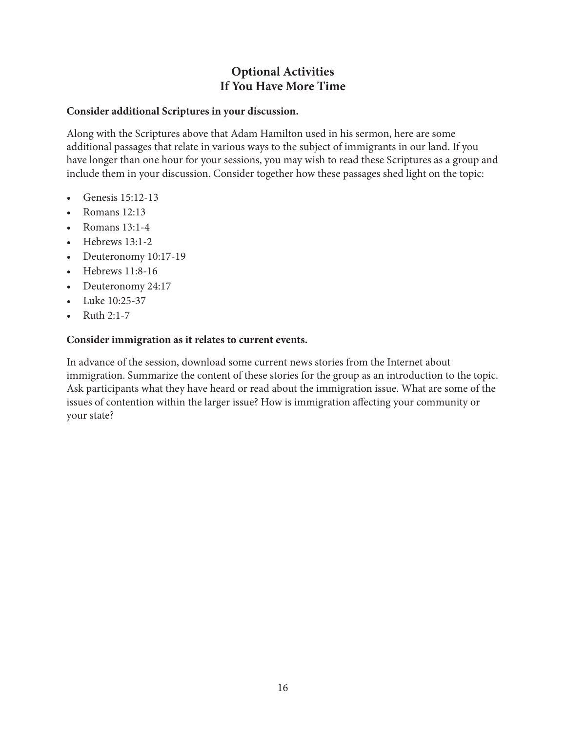## Optional Activities
## If You Have More Time

**Consider additional Scriptures in your discussion.**

Along with the Scriptures above that Adam Hamilton used in his sermon, here are some additional passages that relate in various ways to the subject of immigrants in our land. If you have longer than one hour for your sessions, you may wish to read these Scriptures as a group and include them in your discussion. Consider together how these passages shed light on the topic:

- Genesis 15:12-13
- Romans 12:13
- Romans 13:1-4
- Hebrews 13:1-2
- Deuteronomy 10:17-19
- Hebrews 11:8-16
- Deuteronomy 24:17
- Luke 10:25-37
- Ruth 2:1-7

**Consider immigration as it relates to current events.**

In advance of the session, download some current news stories from the Internet about immigration. Summarize the content of these stories for the group as an introduction to the topic. Ask participants what they have heard or read about the immigration issue. What are some of the issues of contention within the larger issue? How is immigration affecting your community or your state?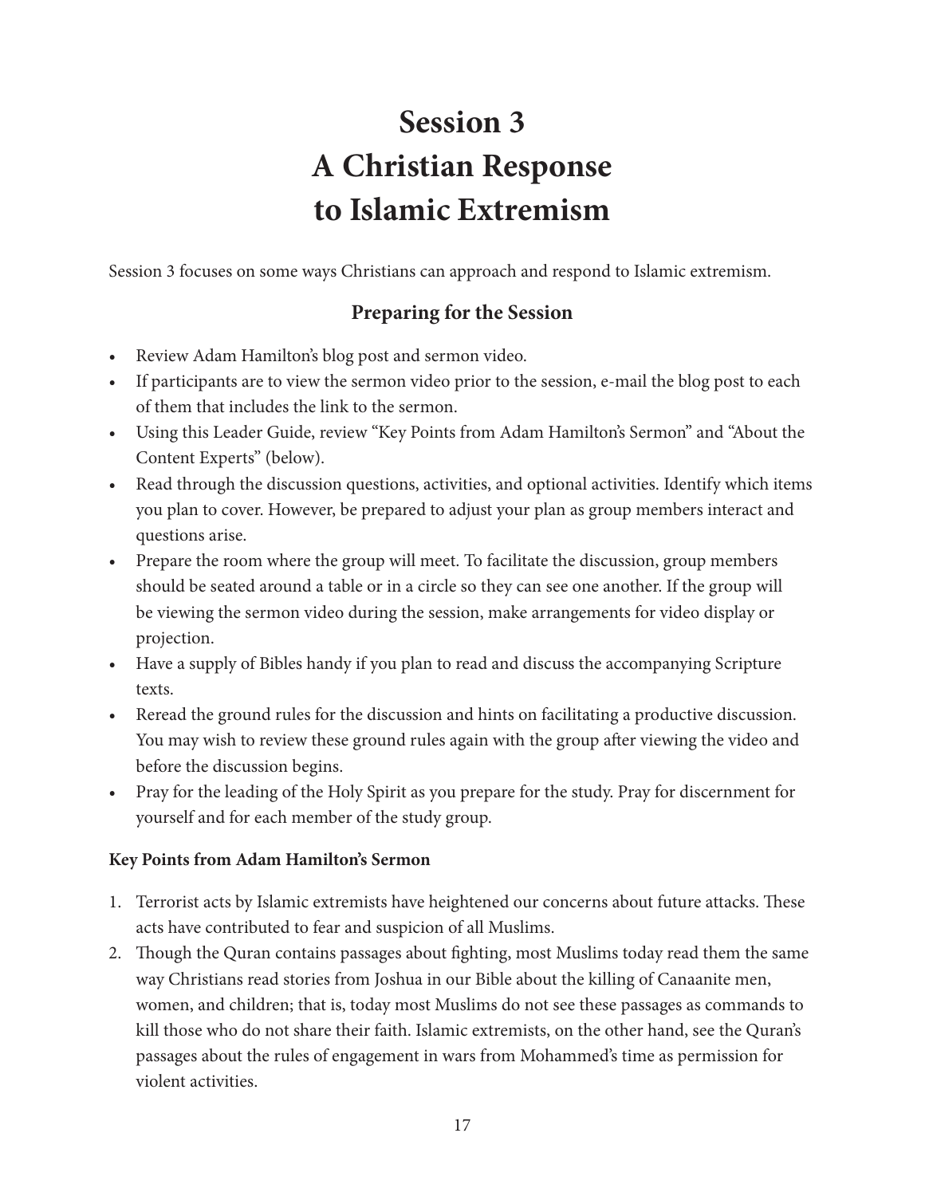# Session 3
# A Christian Response to Islamic Extremism

Session 3 focuses on some ways Christians can approach and respond to Islamic extremism.

## Preparing for the Session

- Review Adam Hamilton's blog post and sermon video.
- If participants are to view the sermon video prior to the session, e-mail the blog post to each of them that includes the link to the sermon.
- Using this Leader Guide, review "Key Points from Adam Hamilton's Sermon" and "About the Content Experts" (below).
- Read through the discussion questions, activities, and optional activities. Identify which items you plan to cover. However, be prepared to adjust your plan as group members interact and questions arise.
- Prepare the room where the group will meet. To facilitate the discussion, group members should be seated around a table or in a circle so they can see one another. If the group will be viewing the sermon video during the session, make arrangements for video display or projection.
- Have a supply of Bibles handy if you plan to read and discuss the accompanying Scripture texts.
- Reread the ground rules for the discussion and hints on facilitating a productive discussion. You may wish to review these ground rules again with the group after viewing the video and before the discussion begins.
- Pray for the leading of the Holy Spirit as you prepare for the study. Pray for discernment for yourself and for each member of the study group.

### Key Points from Adam Hamilton's Sermon

1. Terrorist acts by Islamic extremists have heightened our concerns about future attacks. These acts have contributed to fear and suspicion of all Muslims.
2. Though the Quran contains passages about fighting, most Muslims today read them the same way Christians read stories from Joshua in our Bible about the killing of Canaanite men, women, and children; that is, today most Muslims do not see these passages as commands to kill those who do not share their faith. Islamic extremists, on the other hand, see the Quran's passages about the rules of engagement in wars from Mohammed's time as permission for violent activities.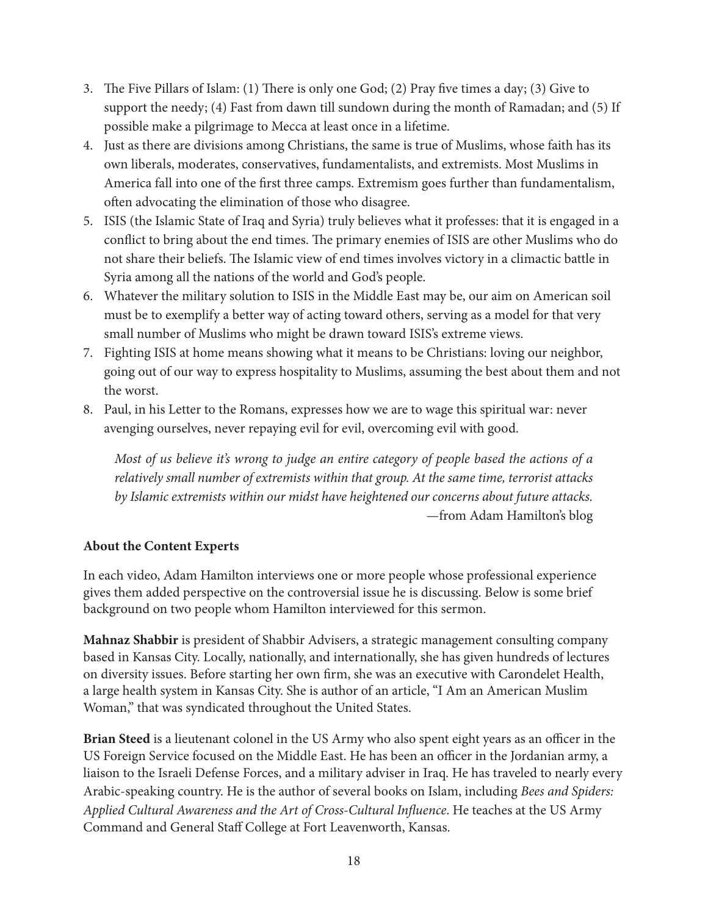3. The Five Pillars of Islam: (1) There is only one God; (2) Pray five times a day; (3) Give to support the needy; (4) Fast from dawn till sundown during the month of Ramadan; and (5) If possible make a pilgrimage to Mecca at least once in a lifetime.
4. Just as there are divisions among Christians, the same is true of Muslims, whose faith has its own liberals, moderates, conservatives, fundamentalists, and extremists. Most Muslims in America fall into one of the first three camps. Extremism goes further than fundamentalism, often advocating the elimination of those who disagree.
5. ISIS (the Islamic State of Iraq and Syria) truly believes what it professes: that it is engaged in a conflict to bring about the end times. The primary enemies of ISIS are other Muslims who do not share their beliefs. The Islamic view of end times involves victory in a climactic battle in Syria among all the nations of the world and God's people.
6. Whatever the military solution to ISIS in the Middle East may be, our aim on American soil must be to exemplify a better way of acting toward others, serving as a model for that very small number of Muslims who might be drawn toward ISIS's extreme views.
7. Fighting ISIS at home means showing what it means to be Christians: loving our neighbor, going out of our way to express hospitality to Muslims, assuming the best about them and not the worst.
8. Paul, in his Letter to the Romans, expresses how we are to wage this spiritual war: never avenging ourselves, never repaying evil for evil, overcoming evil with good.

> *Most of us believe it's wrong to judge an entire category of people based the actions of a relatively small number of extremists within that group. At the same time, terrorist attacks by Islamic extremists within our midst have heightened our concerns about future attacks.*
>
> —from Adam Hamilton's blog

**About the Content Experts**

In each video, Adam Hamilton interviews one or more people whose professional experience gives them added perspective on the controversial issue he is discussing. Below is some brief background on two people whom Hamilton interviewed for this sermon.

**Mahnaz Shabbir** is president of Shabbir Advisers, a strategic management consulting company based in Kansas City. Locally, nationally, and internationally, she has given hundreds of lectures on diversity issues. Before starting her own firm, she was an executive with Carondelet Health, a large health system in Kansas City. She is author of an article, "I Am an American Muslim Woman," that was syndicated throughout the United States.

**Brian Steed** is a lieutenant colonel in the US Army who also spent eight years as an officer in the US Foreign Service focused on the Middle East. He has been an officer in the Jordanian army, a liaison to the Israeli Defense Forces, and a military adviser in Iraq. He has traveled to nearly every Arabic-speaking country. He is the author of several books on Islam, including *Bees and Spiders: Applied Cultural Awareness and the Art of Cross-Cultural Influence*. He teaches at the US Army Command and General Staff College at Fort Leavenworth, Kansas.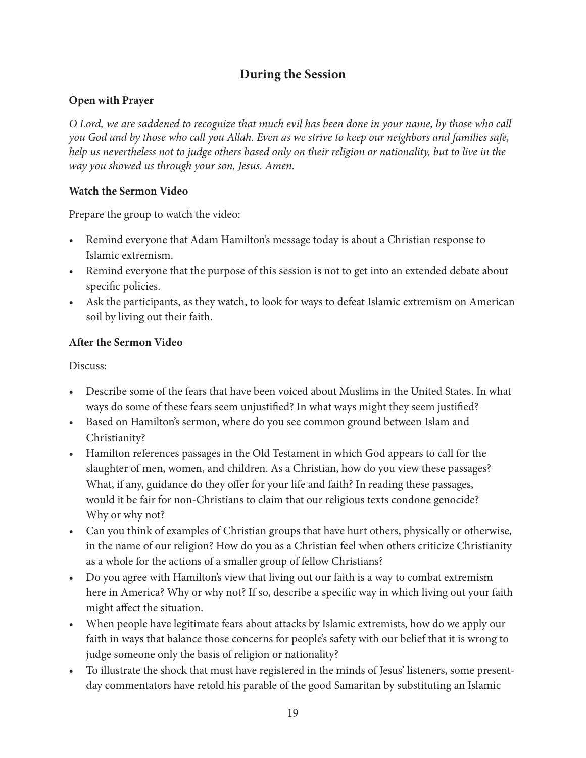## During the Session

### Open with Prayer

*O Lord, we are saddened to recognize that much evil has been done in your name, by those who call you God and by those who call you Allah. Even as we strive to keep our neighbors and families safe, help us nevertheless not to judge others based only on their religion or nationality, but to live in the way you showed us through your son, Jesus. Amen.*

### Watch the Sermon Video

Prepare the group to watch the video:

- Remind everyone that Adam Hamilton's message today is about a Christian response to Islamic extremism.
- Remind everyone that the purpose of this session is not to get into an extended debate about specific policies.
- Ask the participants, as they watch, to look for ways to defeat Islamic extremism on American soil by living out their faith.

### After the Sermon Video

Discuss:

- Describe some of the fears that have been voiced about Muslims in the United States. In what ways do some of these fears seem unjustified? In what ways might they seem justified?
- Based on Hamilton's sermon, where do you see common ground between Islam and Christianity?
- Hamilton references passages in the Old Testament in which God appears to call for the slaughter of men, women, and children. As a Christian, how do you view these passages? What, if any, guidance do they offer for your life and faith? In reading these passages, would it be fair for non-Christians to claim that our religious texts condone genocide? Why or why not?
- Can you think of examples of Christian groups that have hurt others, physically or otherwise, in the name of our religion? How do you as a Christian feel when others criticize Christianity as a whole for the actions of a smaller group of fellow Christians?
- Do you agree with Hamilton's view that living out our faith is a way to combat extremism here in America? Why or why not? If so, describe a specific way in which living out your faith might affect the situation.
- When people have legitimate fears about attacks by Islamic extremists, how do we apply our faith in ways that balance those concerns for people's safety with our belief that it is wrong to judge someone only the basis of religion or nationality?
- To illustrate the shock that must have registered in the minds of Jesus' listeners, some present-day commentators have retold his parable of the good Samaritan by substituting an Islamic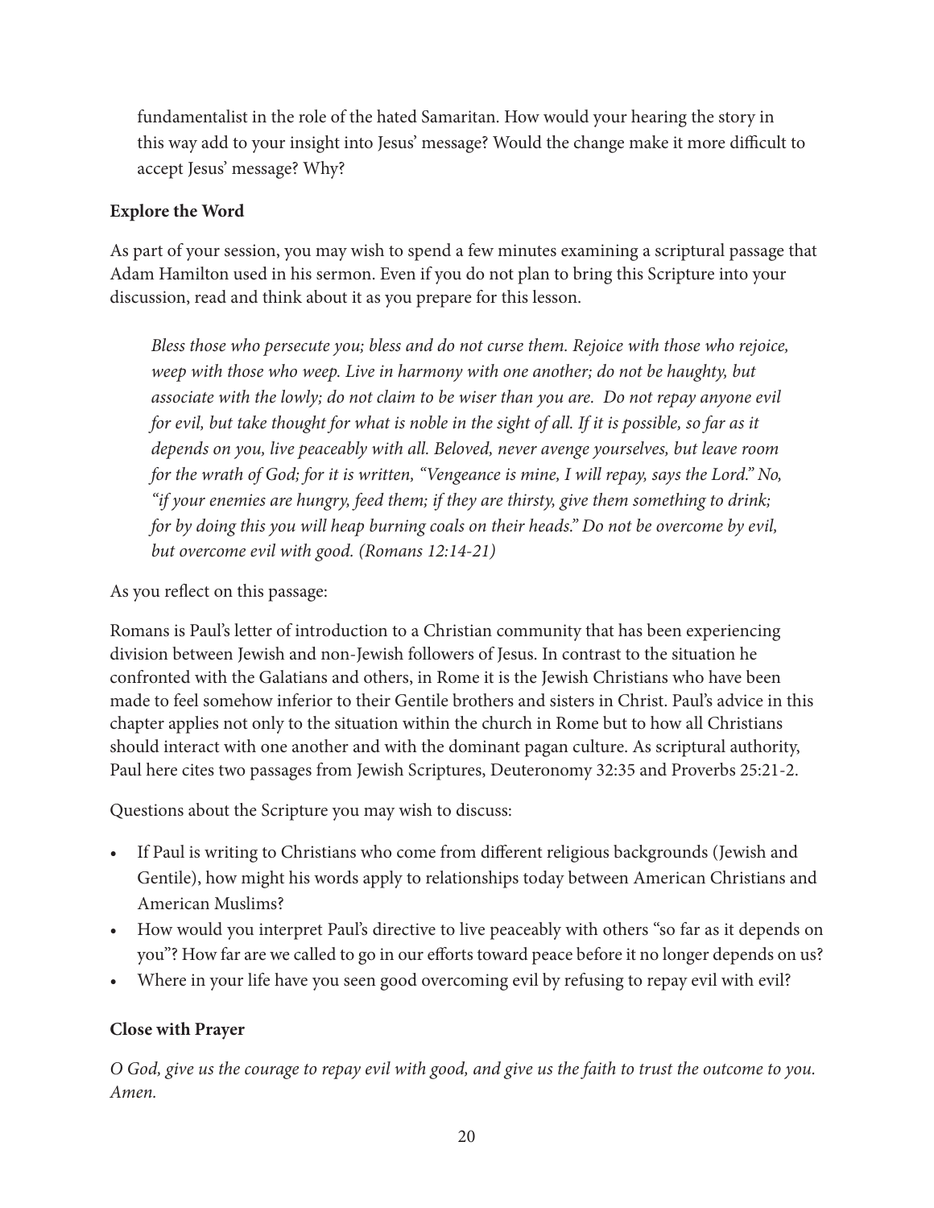fundamentalist in the role of the hated Samaritan. How would your hearing the story in this way add to your insight into Jesus' message? Would the change make it more difficult to accept Jesus' message? Why?

**Explore the Word**

As part of your session, you may wish to spend a few minutes examining a scriptural passage that Adam Hamilton used in his sermon. Even if you do not plan to bring this Scripture into your discussion, read and think about it as you prepare for this lesson.

> *Bless those who persecute you; bless and do not curse them. Rejoice with those who rejoice, weep with those who weep. Live in harmony with one another; do not be haughty, but associate with the lowly; do not claim to be wiser than you are. Do not repay anyone evil for evil, but take thought for what is noble in the sight of all. If it is possible, so far as it depends on you, live peaceably with all. Beloved, never avenge yourselves, but leave room for the wrath of God; for it is written, "Vengeance is mine, I will repay, says the Lord." No, "if your enemies are hungry, feed them; if they are thirsty, give them something to drink; for by doing this you will heap burning coals on their heads." Do not be overcome by evil, but overcome evil with good. (Romans 12:14-21)*

As you reflect on this passage:

Romans is Paul's letter of introduction to a Christian community that has been experiencing division between Jewish and non-Jewish followers of Jesus. In contrast to the situation he confronted with the Galatians and others, in Rome it is the Jewish Christians who have been made to feel somehow inferior to their Gentile brothers and sisters in Christ. Paul's advice in this chapter applies not only to the situation within the church in Rome but to how all Christians should interact with one another and with the dominant pagan culture. As scriptural authority, Paul here cites two passages from Jewish Scriptures, Deuteronomy 32:35 and Proverbs 25:21-2.

Questions about the Scripture you may wish to discuss:

- If Paul is writing to Christians who come from different religious backgrounds (Jewish and Gentile), how might his words apply to relationships today between American Christians and American Muslims?
- How would you interpret Paul's directive to live peaceably with others "so far as it depends on you"? How far are we called to go in our efforts toward peace before it no longer depends on us?
- Where in your life have you seen good overcoming evil by refusing to repay evil with evil?

**Close with Prayer**

*O God, give us the courage to repay evil with good, and give us the faith to trust the outcome to you. Amen.*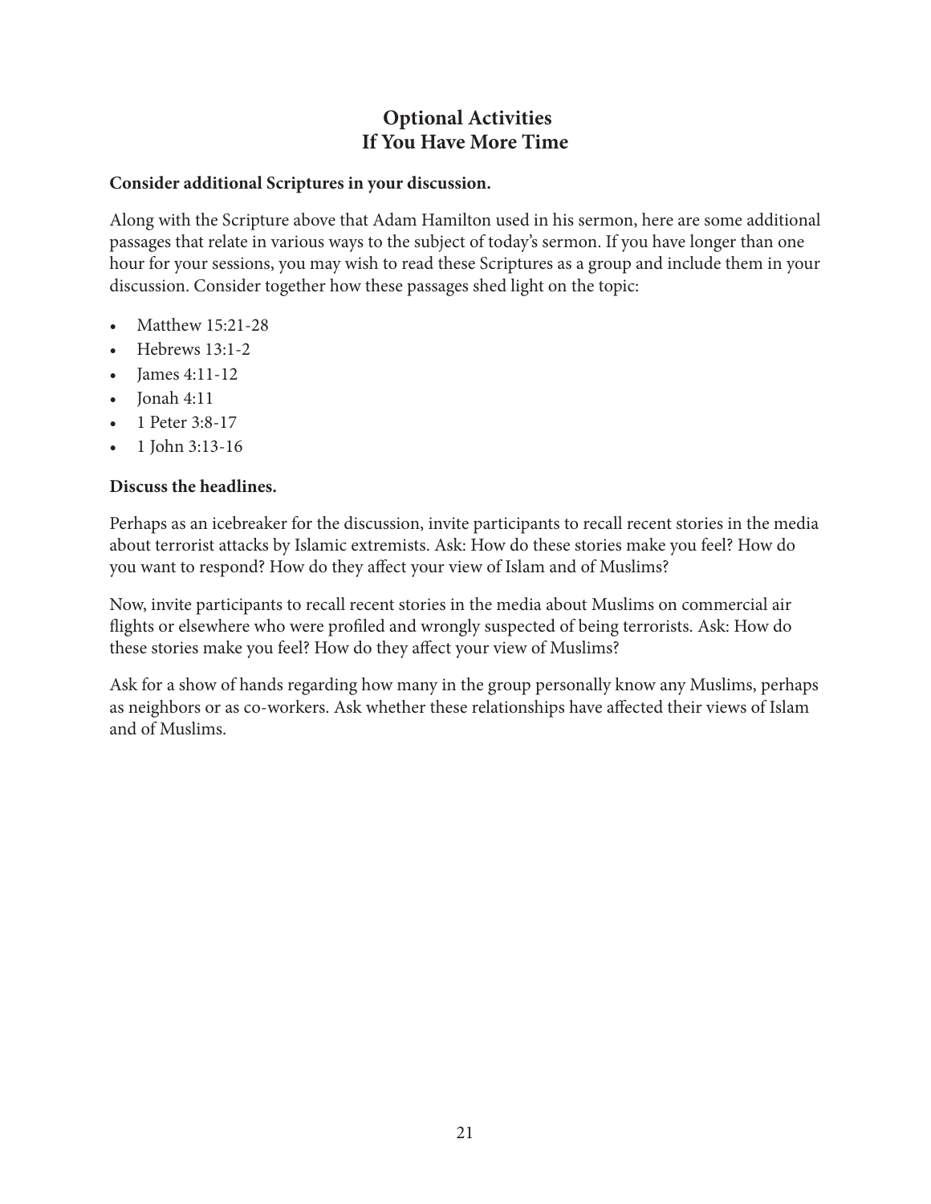## Optional Activities
## If You Have More Time

**Consider additional Scriptures in your discussion.**

Along with the Scripture above that Adam Hamilton used in his sermon, here are some additional passages that relate in various ways to the subject of today's sermon. If you have longer than one hour for your sessions, you may wish to read these Scriptures as a group and include them in your discussion. Consider together how these passages shed light on the topic:

- Matthew 15:21-28
- Hebrews 13:1-2
- James 4:11-12
- Jonah 4:11
- 1 Peter 3:8-17
- 1 John 3:13-16

**Discuss the headlines.**

Perhaps as an icebreaker for the discussion, invite participants to recall recent stories in the media about terrorist attacks by Islamic extremists. Ask: How do these stories make you feel? How do you want to respond? How do they affect your view of Islam and of Muslims?

Now, invite participants to recall recent stories in the media about Muslims on commercial air flights or elsewhere who were profiled and wrongly suspected of being terrorists. Ask: How do these stories make you feel? How do they affect your view of Muslims?

Ask for a show of hands regarding how many in the group personally know any Muslims, perhaps as neighbors or as co-workers. Ask whether these relationships have affected their views of Islam and of Muslims.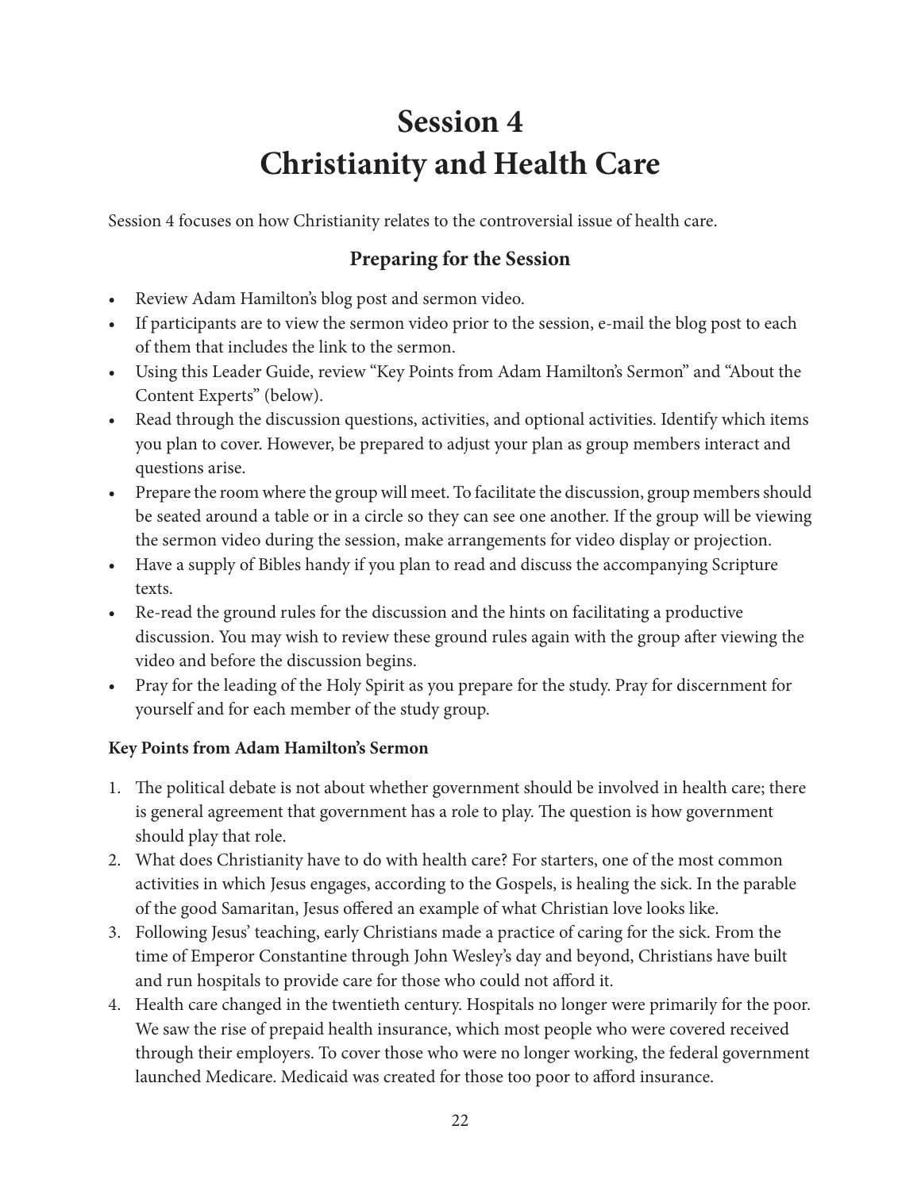# Session 4
# Christianity and Health Care

Session 4 focuses on how Christianity relates to the controversial issue of health care.

## Preparing for the Session

- Review Adam Hamilton's blog post and sermon video.
- If participants are to view the sermon video prior to the session, e-mail the blog post to each of them that includes the link to the sermon.
- Using this Leader Guide, review "Key Points from Adam Hamilton's Sermon" and "About the Content Experts" (below).
- Read through the discussion questions, activities, and optional activities. Identify which items you plan to cover. However, be prepared to adjust your plan as group members interact and questions arise.
- Prepare the room where the group will meet. To facilitate the discussion, group members should be seated around a table or in a circle so they can see one another. If the group will be viewing the sermon video during the session, make arrangements for video display or projection.
- Have a supply of Bibles handy if you plan to read and discuss the accompanying Scripture texts.
- Re-read the ground rules for the discussion and the hints on facilitating a productive discussion. You may wish to review these ground rules again with the group after viewing the video and before the discussion begins.
- Pray for the leading of the Holy Spirit as you prepare for the study. Pray for discernment for yourself and for each member of the study group.

**Key Points from Adam Hamilton's Sermon**

1. The political debate is not about whether government should be involved in health care; there is general agreement that government has a role to play. The question is how government should play that role.
2. What does Christianity have to do with health care? For starters, one of the most common activities in which Jesus engages, according to the Gospels, is healing the sick. In the parable of the good Samaritan, Jesus offered an example of what Christian love looks like.
3. Following Jesus' teaching, early Christians made a practice of caring for the sick. From the time of Emperor Constantine through John Wesley's day and beyond, Christians have built and run hospitals to provide care for those who could not afford it.
4. Health care changed in the twentieth century. Hospitals no longer were primarily for the poor. We saw the rise of prepaid health insurance, which most people who were covered received through their employers. To cover those who were no longer working, the federal government launched Medicare. Medicaid was created for those too poor to afford insurance.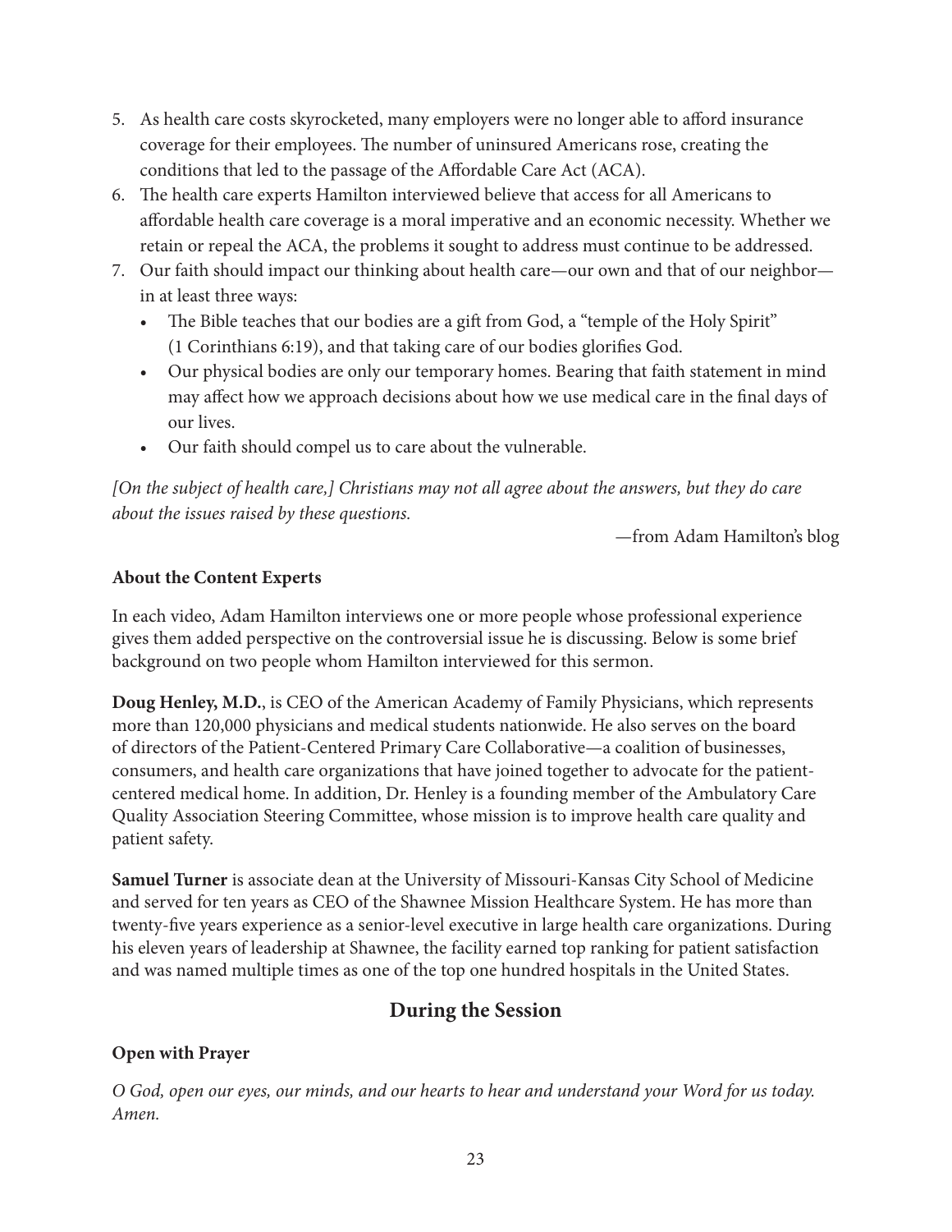5. As health care costs skyrocketed, many employers were no longer able to afford insurance coverage for their employees. The number of uninsured Americans rose, creating the conditions that led to the passage of the Affordable Care Act (ACA).
6. The health care experts Hamilton interviewed believe that access for all Americans to affordable health care coverage is a moral imperative and an economic necessity. Whether we retain or repeal the ACA, the problems it sought to address must continue to be addressed.
7. Our faith should impact our thinking about health care—our own and that of our neighbor—in at least three ways:
   - The Bible teaches that our bodies are a gift from God, a "temple of the Holy Spirit" (1 Corinthians 6:19), and that taking care of our bodies glorifies God.
   - Our physical bodies are only our temporary homes. Bearing that faith statement in mind may affect how we approach decisions about how we use medical care in the final days of our lives.
   - Our faith should compel us to care about the vulnerable.

*[On the subject of health care,] Christians may not all agree about the answers, but they do care about the issues raised by these questions.*

—from Adam Hamilton's blog

**About the Content Experts**

In each video, Adam Hamilton interviews one or more people whose professional experience gives them added perspective on the controversial issue he is discussing. Below is some brief background on two people whom Hamilton interviewed for this sermon.

**Doug Henley, M.D.**, is CEO of the American Academy of Family Physicians, which represents more than 120,000 physicians and medical students nationwide. He also serves on the board of directors of the Patient-Centered Primary Care Collaborative—a coalition of businesses, consumers, and health care organizations that have joined together to advocate for the patient-centered medical home. In addition, Dr. Henley is a founding member of the Ambulatory Care Quality Association Steering Committee, whose mission is to improve health care quality and patient safety.

**Samuel Turner** is associate dean at the University of Missouri-Kansas City School of Medicine and served for ten years as CEO of the Shawnee Mission Healthcare System. He has more than twenty-five years experience as a senior-level executive in large health care organizations. During his eleven years of leadership at Shawnee, the facility earned top ranking for patient satisfaction and was named multiple times as one of the top one hundred hospitals in the United States.

## During the Session

**Open with Prayer**

*O God, open our eyes, our minds, and our hearts to hear and understand your Word for us today. Amen.*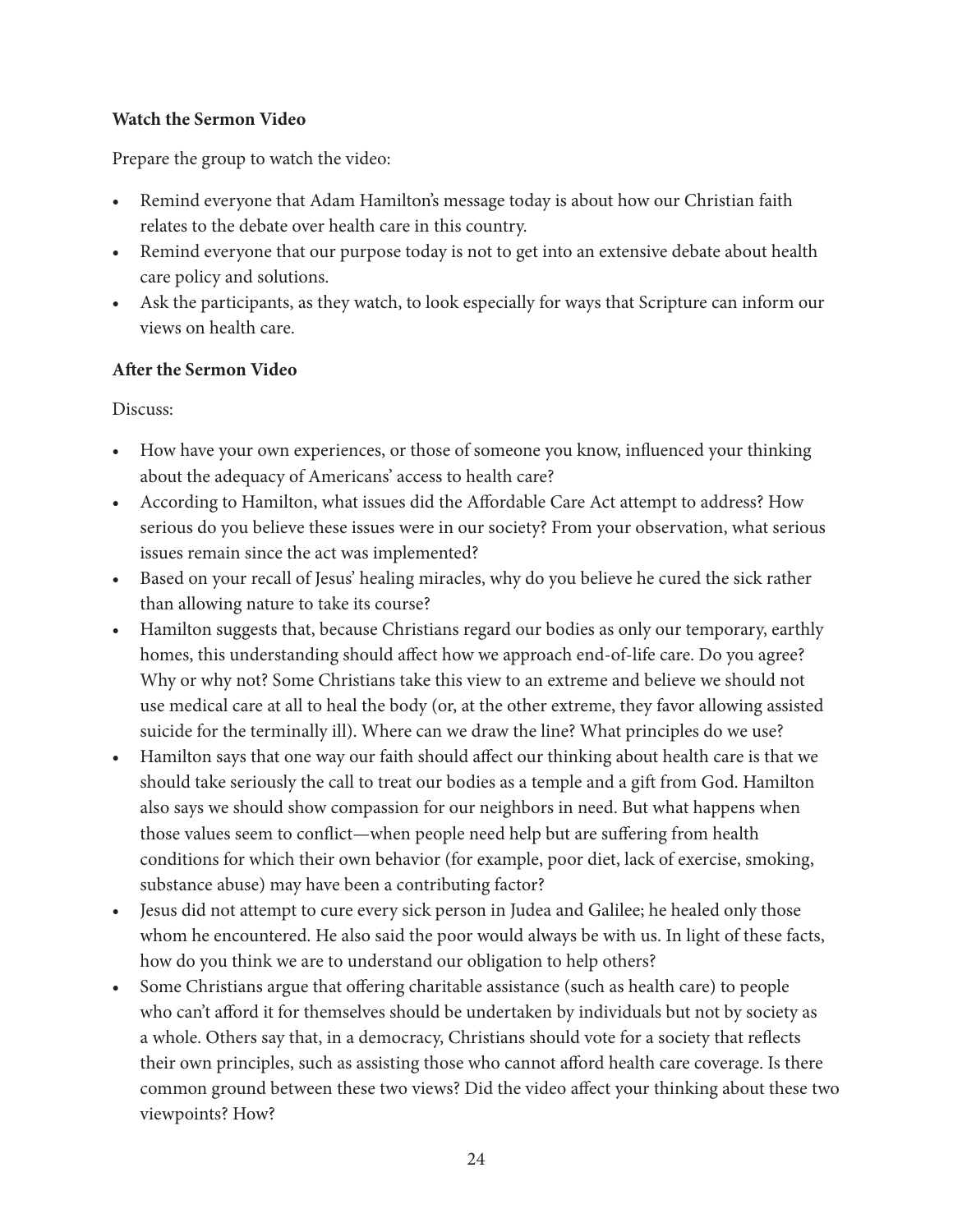**Watch the Sermon Video**

Prepare the group to watch the video:

- Remind everyone that Adam Hamilton's message today is about how our Christian faith relates to the debate over health care in this country.
- Remind everyone that our purpose today is not to get into an extensive debate about health care policy and solutions.
- Ask the participants, as they watch, to look especially for ways that Scripture can inform our views on health care.

**After the Sermon Video**

Discuss:

- How have your own experiences, or those of someone you know, influenced your thinking about the adequacy of Americans' access to health care?
- According to Hamilton, what issues did the Affordable Care Act attempt to address? How serious do you believe these issues were in our society? From your observation, what serious issues remain since the act was implemented?
- Based on your recall of Jesus' healing miracles, why do you believe he cured the sick rather than allowing nature to take its course?
- Hamilton suggests that, because Christians regard our bodies as only our temporary, earthly homes, this understanding should affect how we approach end-of-life care. Do you agree? Why or why not? Some Christians take this view to an extreme and believe we should not use medical care at all to heal the body (or, at the other extreme, they favor allowing assisted suicide for the terminally ill). Where can we draw the line? What principles do we use?
- Hamilton says that one way our faith should affect our thinking about health care is that we should take seriously the call to treat our bodies as a temple and a gift from God. Hamilton also says we should show compassion for our neighbors in need. But what happens when those values seem to conflict—when people need help but are suffering from health conditions for which their own behavior (for example, poor diet, lack of exercise, smoking, substance abuse) may have been a contributing factor?
- Jesus did not attempt to cure every sick person in Judea and Galilee; he healed only those whom he encountered. He also said the poor would always be with us. In light of these facts, how do you think we are to understand our obligation to help others?
- Some Christians argue that offering charitable assistance (such as health care) to people who can't afford it for themselves should be undertaken by individuals but not by society as a whole. Others say that, in a democracy, Christians should vote for a society that reflects their own principles, such as assisting those who cannot afford health care coverage. Is there common ground between these two views? Did the video affect your thinking about these two viewpoints? How?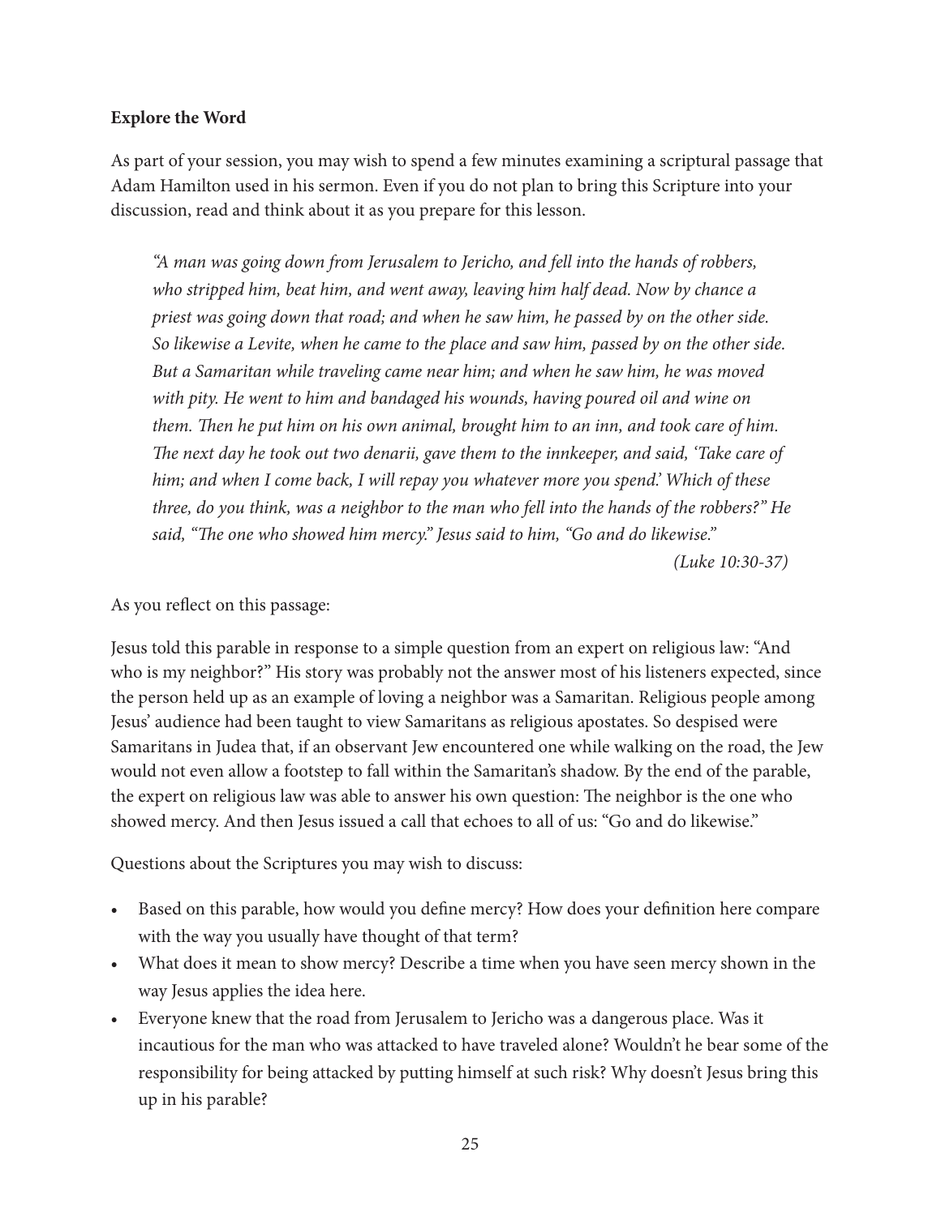**Explore the Word**

As part of your session, you may wish to spend a few minutes examining a scriptural passage that Adam Hamilton used in his sermon. Even if you do not plan to bring this Scripture into your discussion, read and think about it as you prepare for this lesson.

> *"A man was going down from Jerusalem to Jericho, and fell into the hands of robbers, who stripped him, beat him, and went away, leaving him half dead. Now by chance a priest was going down that road; and when he saw him, he passed by on the other side. So likewise a Levite, when he came to the place and saw him, passed by on the other side. But a Samaritan while traveling came near him; and when he saw him, he was moved with pity. He went to him and bandaged his wounds, having poured oil and wine on them. Then he put him on his own animal, brought him to an inn, and took care of him. The next day he took out two denarii, gave them to the innkeeper, and said, 'Take care of him; and when I come back, I will repay you whatever more you spend.' Which of these three, do you think, was a neighbor to the man who fell into the hands of the robbers?" He said, "The one who showed him mercy." Jesus said to him, "Go and do likewise."*
>
> *(Luke 10:30-37)*

As you reflect on this passage:

Jesus told this parable in response to a simple question from an expert on religious law: "And who is my neighbor?" His story was probably not the answer most of his listeners expected, since the person held up as an example of loving a neighbor was a Samaritan. Religious people among Jesus' audience had been taught to view Samaritans as religious apostates. So despised were Samaritans in Judea that, if an observant Jew encountered one while walking on the road, the Jew would not even allow a footstep to fall within the Samaritan's shadow. By the end of the parable, the expert on religious law was able to answer his own question: The neighbor is the one who showed mercy. And then Jesus issued a call that echoes to all of us: "Go and do likewise."

Questions about the Scriptures you may wish to discuss:

- Based on this parable, how would you define mercy? How does your definition here compare with the way you usually have thought of that term?
- What does it mean to show mercy? Describe a time when you have seen mercy shown in the way Jesus applies the idea here.
- Everyone knew that the road from Jerusalem to Jericho was a dangerous place. Was it incautious for the man who was attacked to have traveled alone? Wouldn't he bear some of the responsibility for being attacked by putting himself at such risk? Why doesn't Jesus bring this up in his parable?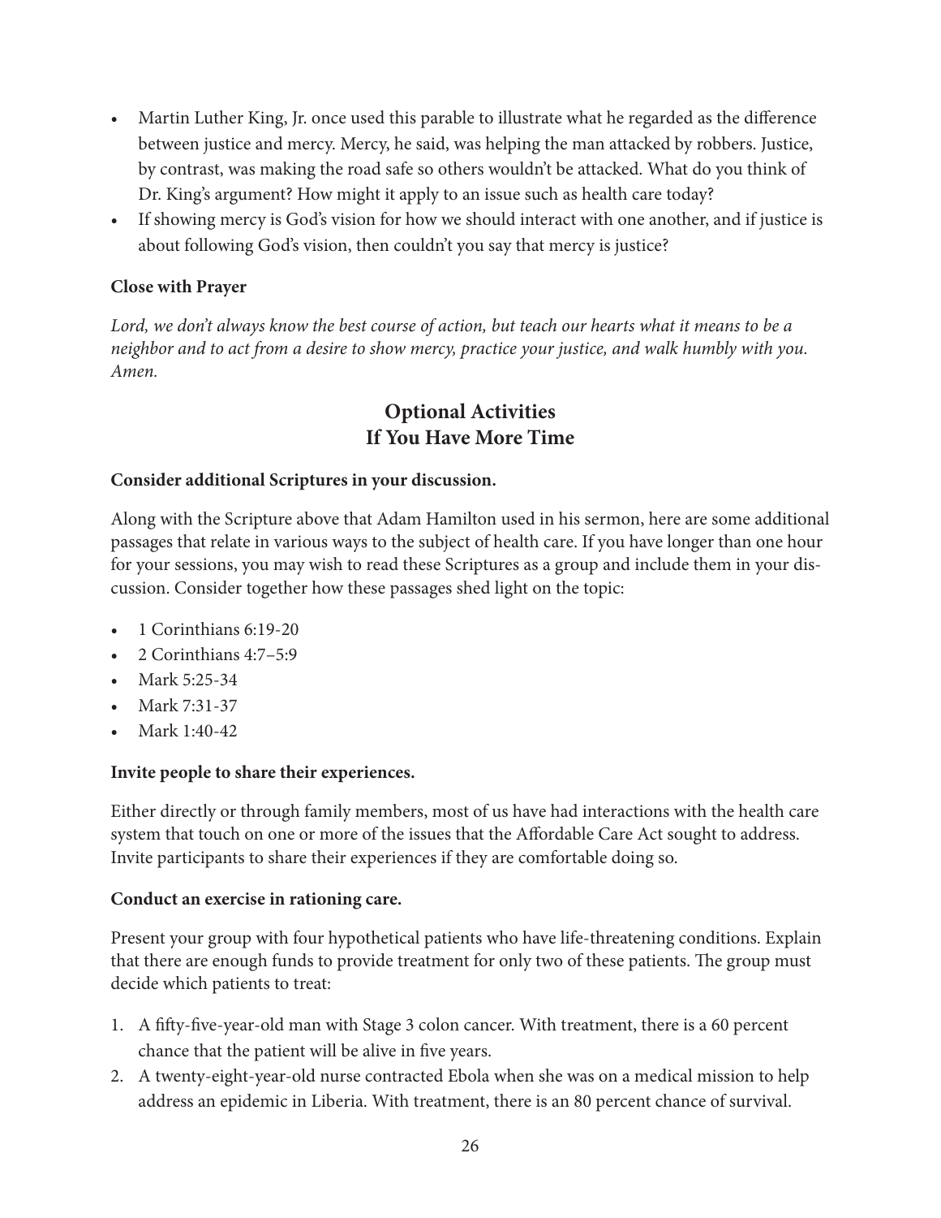- Martin Luther King, Jr. once used this parable to illustrate what he regarded as the difference between justice and mercy. Mercy, he said, was helping the man attacked by robbers. Justice, by contrast, was making the road safe so others wouldn't be attacked. What do you think of Dr. King's argument? How might it apply to an issue such as health care today?
- If showing mercy is God's vision for how we should interact with one another, and if justice is about following God's vision, then couldn't you say that mercy is justice?

**Close with Prayer**

*Lord, we don't always know the best course of action, but teach our hearts what it means to be a neighbor and to act from a desire to show mercy, practice your justice, and walk humbly with you. Amen.*

## Optional Activities
## If You Have More Time

**Consider additional Scriptures in your discussion.**

Along with the Scripture above that Adam Hamilton used in his sermon, here are some additional passages that relate in various ways to the subject of health care. If you have longer than one hour for your sessions, you may wish to read these Scriptures as a group and include them in your discussion. Consider together how these passages shed light on the topic:

- 1 Corinthians 6:19-20
- 2 Corinthians 4:7–5:9
- Mark 5:25-34
- Mark 7:31-37
- Mark 1:40-42

**Invite people to share their experiences.**

Either directly or through family members, most of us have had interactions with the health care system that touch on one or more of the issues that the Affordable Care Act sought to address. Invite participants to share their experiences if they are comfortable doing so.

**Conduct an exercise in rationing care.**

Present your group with four hypothetical patients who have life-threatening conditions. Explain that there are enough funds to provide treatment for only two of these patients. The group must decide which patients to treat:

1. A fifty-five-year-old man with Stage 3 colon cancer. With treatment, there is a 60 percent chance that the patient will be alive in five years.
2. A twenty-eight-year-old nurse contracted Ebola when she was on a medical mission to help address an epidemic in Liberia. With treatment, there is an 80 percent chance of survival.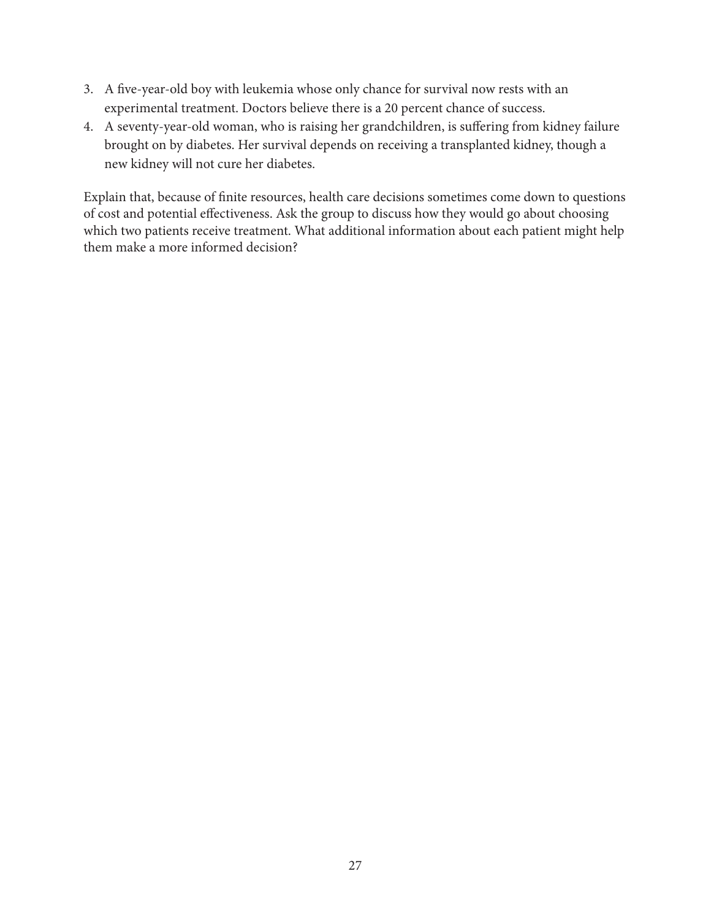3. A five-year-old boy with leukemia whose only chance for survival now rests with an experimental treatment. Doctors believe there is a 20 percent chance of success.
4. A seventy-year-old woman, who is raising her grandchildren, is suffering from kidney failure brought on by diabetes. Her survival depends on receiving a transplanted kidney, though a new kidney will not cure her diabetes.

Explain that, because of finite resources, health care decisions sometimes come down to questions of cost and potential effectiveness. Ask the group to discuss how they would go about choosing which two patients receive treatment. What additional information about each patient might help them make a more informed decision?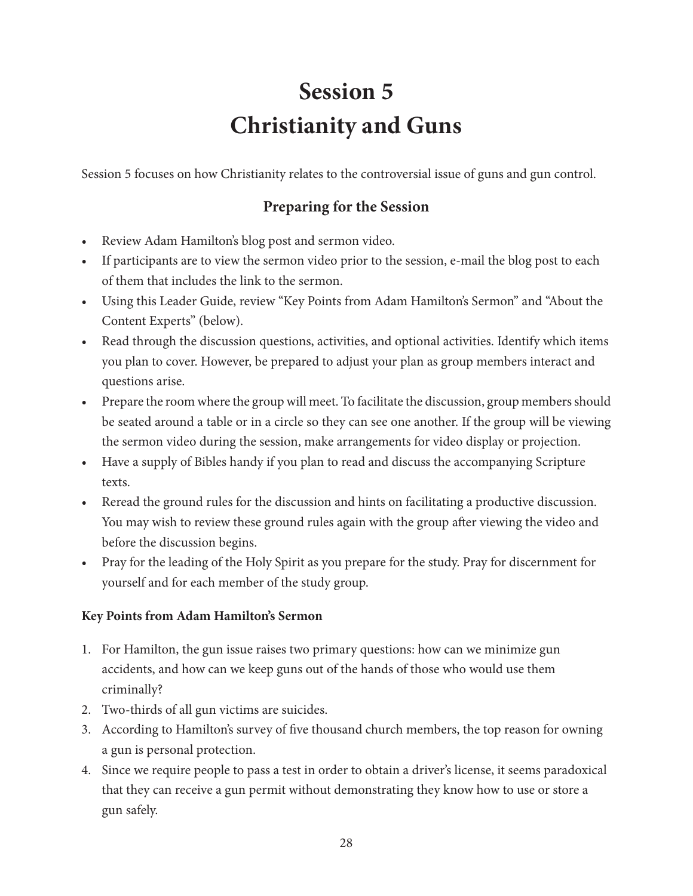# Session 5
# Christianity and Guns

Session 5 focuses on how Christianity relates to the controversial issue of guns and gun control.

## Preparing for the Session

- Review Adam Hamilton's blog post and sermon video.
- If participants are to view the sermon video prior to the session, e-mail the blog post to each of them that includes the link to the sermon.
- Using this Leader Guide, review "Key Points from Adam Hamilton's Sermon" and "About the Content Experts" (below).
- Read through the discussion questions, activities, and optional activities. Identify which items you plan to cover. However, be prepared to adjust your plan as group members interact and questions arise.
- Prepare the room where the group will meet. To facilitate the discussion, group members should be seated around a table or in a circle so they can see one another. If the group will be viewing the sermon video during the session, make arrangements for video display or projection.
- Have a supply of Bibles handy if you plan to read and discuss the accompanying Scripture texts.
- Reread the ground rules for the discussion and hints on facilitating a productive discussion. You may wish to review these ground rules again with the group after viewing the video and before the discussion begins.
- Pray for the leading of the Holy Spirit as you prepare for the study. Pray for discernment for yourself and for each member of the study group.

**Key Points from Adam Hamilton's Sermon**

1. For Hamilton, the gun issue raises two primary questions: how can we minimize gun accidents, and how can we keep guns out of the hands of those who would use them criminally?
2. Two-thirds of all gun victims are suicides.
3. According to Hamilton's survey of five thousand church members, the top reason for owning a gun is personal protection.
4. Since we require people to pass a test in order to obtain a driver's license, it seems paradoxical that they can receive a gun permit without demonstrating they know how to use or store a gun safely.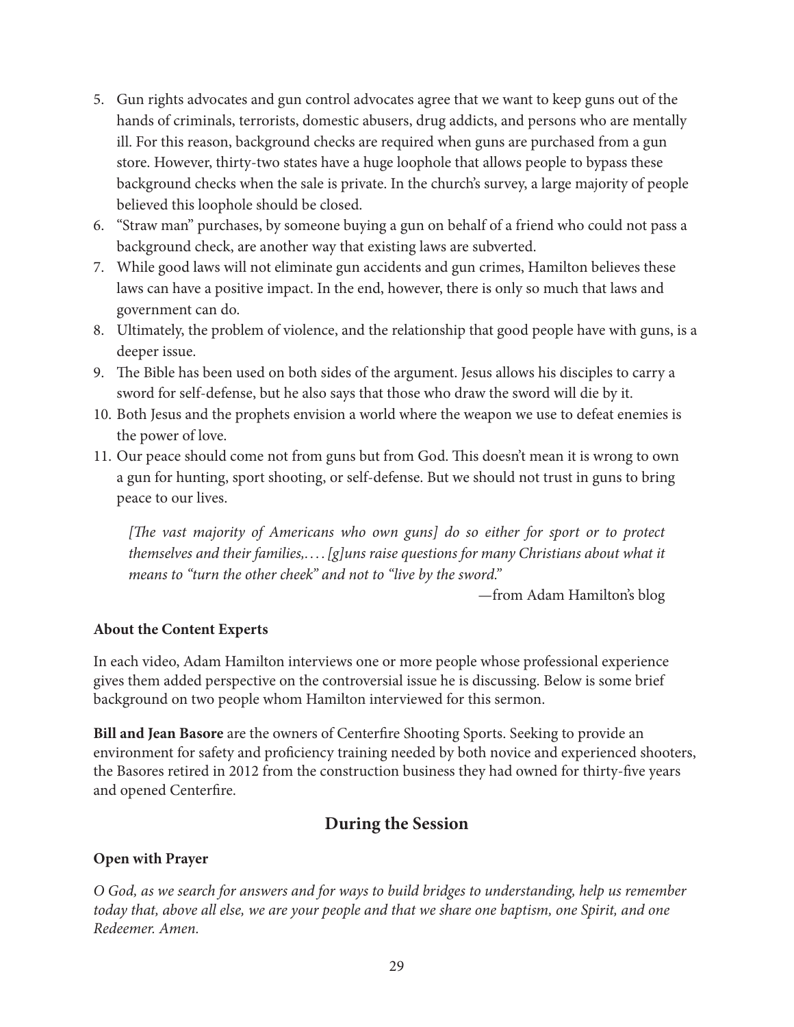5. Gun rights advocates and gun control advocates agree that we want to keep guns out of the hands of criminals, terrorists, domestic abusers, drug addicts, and persons who are mentally ill. For this reason, background checks are required when guns are purchased from a gun store. However, thirty-two states have a huge loophole that allows people to bypass these background checks when the sale is private. In the church's survey, a large majority of people believed this loophole should be closed.
6. "Straw man" purchases, by someone buying a gun on behalf of a friend who could not pass a background check, are another way that existing laws are subverted.
7. While good laws will not eliminate gun accidents and gun crimes, Hamilton believes these laws can have a positive impact. In the end, however, there is only so much that laws and government can do.
8. Ultimately, the problem of violence, and the relationship that good people have with guns, is a deeper issue.
9. The Bible has been used on both sides of the argument. Jesus allows his disciples to carry a sword for self-defense, but he also says that those who draw the sword will die by it.
10. Both Jesus and the prophets envision a world where the weapon we use to defeat enemies is the power of love.
11. Our peace should come not from guns but from God. This doesn't mean it is wrong to own a gun for hunting, sport shooting, or self-defense. But we should not trust in guns to bring peace to our lives.

> *[The vast majority of Americans who own guns] do so either for sport or to protect themselves and their families,.... [g]uns raise questions for many Christians about what it means to "turn the other cheek" and not to "live by the sword."*
>
> —from Adam Hamilton's blog

**About the Content Experts**

In each video, Adam Hamilton interviews one or more people whose professional experience gives them added perspective on the controversial issue he is discussing. Below is some brief background on two people whom Hamilton interviewed for this sermon.

**Bill and Jean Basore** are the owners of Centerfire Shooting Sports. Seeking to provide an environment for safety and proficiency training needed by both novice and experienced shooters, the Basores retired in 2012 from the construction business they had owned for thirty-five years and opened Centerfire.

## During the Session

**Open with Prayer**

*O God, as we search for answers and for ways to build bridges to understanding, help us remember today that, above all else, we are your people and that we share one baptism, one Spirit, and one Redeemer. Amen.*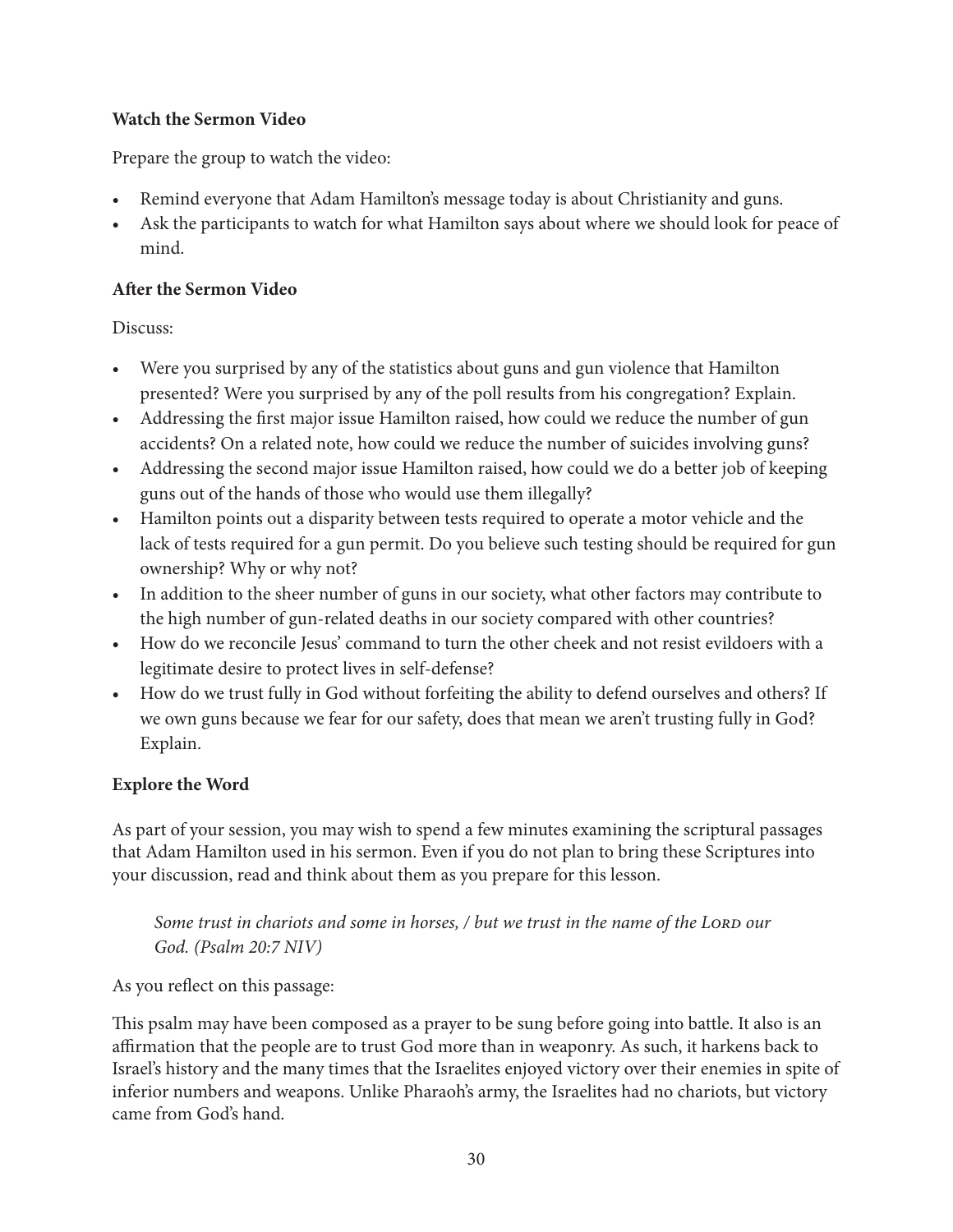**Watch the Sermon Video**

Prepare the group to watch the video:

- Remind everyone that Adam Hamilton's message today is about Christianity and guns.
- Ask the participants to watch for what Hamilton says about where we should look for peace of mind.

**After the Sermon Video**

Discuss:

- Were you surprised by any of the statistics about guns and gun violence that Hamilton presented? Were you surprised by any of the poll results from his congregation? Explain.
- Addressing the first major issue Hamilton raised, how could we reduce the number of gun accidents? On a related note, how could we reduce the number of suicides involving guns?
- Addressing the second major issue Hamilton raised, how could we do a better job of keeping guns out of the hands of those who would use them illegally?
- Hamilton points out a disparity between tests required to operate a motor vehicle and the lack of tests required for a gun permit. Do you believe such testing should be required for gun ownership? Why or why not?
- In addition to the sheer number of guns in our society, what other factors may contribute to the high number of gun-related deaths in our society compared with other countries?
- How do we reconcile Jesus' command to turn the other cheek and not resist evildoers with a legitimate desire to protect lives in self-defense?
- How do we trust fully in God without forfeiting the ability to defend ourselves and others? If we own guns because we fear for our safety, does that mean we aren't trusting fully in God? Explain.

**Explore the Word**

As part of your session, you may wish to spend a few minutes examining the scriptural passages that Adam Hamilton used in his sermon. Even if you do not plan to bring these Scriptures into your discussion, read and think about them as you prepare for this lesson.

> *Some trust in chariots and some in horses, / but we trust in the name of the Lord our God. (Psalm 20:7 NIV)*

As you reflect on this passage:

This psalm may have been composed as a prayer to be sung before going into battle. It also is an affirmation that the people are to trust God more than in weaponry. As such, it harkens back to Israel's history and the many times that the Israelites enjoyed victory over their enemies in spite of inferior numbers and weapons. Unlike Pharaoh's army, the Israelites had no chariots, but victory came from God's hand.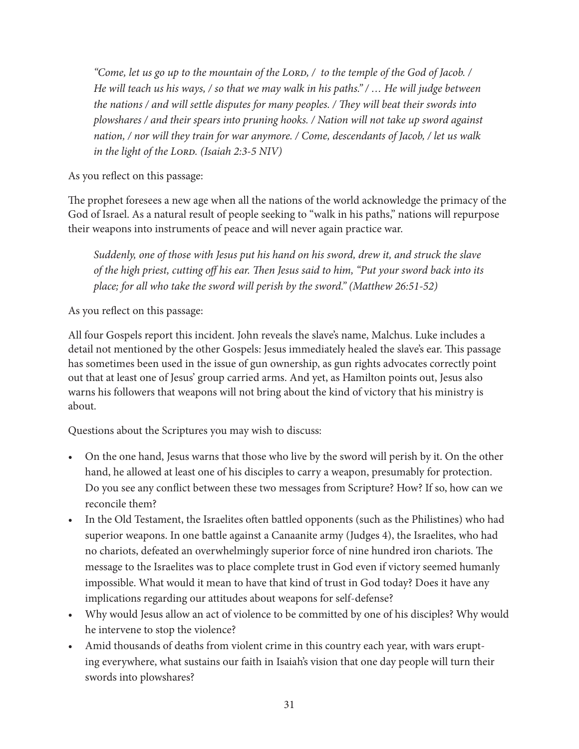*"Come, let us go up to the mountain of the LORD, / to the temple of the God of Jacob. / He will teach us his ways, / so that we may walk in his paths." / … He will judge between the nations / and will settle disputes for many peoples. / They will beat their swords into plowshares / and their spears into pruning hooks. / Nation will not take up sword against nation, / nor will they train for war anymore. / Come, descendants of Jacob, / let us walk in the light of the LORD. (Isaiah 2:3-5 NIV)*

As you reflect on this passage:

The prophet foresees a new age when all the nations of the world acknowledge the primacy of the God of Israel. As a natural result of people seeking to "walk in his paths," nations will repurpose their weapons into instruments of peace and will never again practice war.

*Suddenly, one of those with Jesus put his hand on his sword, drew it, and struck the slave of the high priest, cutting off his ear. Then Jesus said to him, "Put your sword back into its place; for all who take the sword will perish by the sword." (Matthew 26:51-52)*

As you reflect on this passage:

All four Gospels report this incident. John reveals the slave's name, Malchus. Luke includes a detail not mentioned by the other Gospels: Jesus immediately healed the slave's ear. This passage has sometimes been used in the issue of gun ownership, as gun rights advocates correctly point out that at least one of Jesus' group carried arms. And yet, as Hamilton points out, Jesus also warns his followers that weapons will not bring about the kind of victory that his ministry is about.

Questions about the Scriptures you may wish to discuss:

- On the one hand, Jesus warns that those who live by the sword will perish by it. On the other hand, he allowed at least one of his disciples to carry a weapon, presumably for protection. Do you see any conflict between these two messages from Scripture? How? If so, how can we reconcile them?
- In the Old Testament, the Israelites often battled opponents (such as the Philistines) who had superior weapons. In one battle against a Canaanite army (Judges 4), the Israelites, who had no chariots, defeated an overwhelmingly superior force of nine hundred iron chariots. The message to the Israelites was to place complete trust in God even if victory seemed humanly impossible. What would it mean to have that kind of trust in God today? Does it have any implications regarding our attitudes about weapons for self-defense?
- Why would Jesus allow an act of violence to be committed by one of his disciples? Why would he intervene to stop the violence?
- Amid thousands of deaths from violent crime in this country each year, with wars erupting everywhere, what sustains our faith in Isaiah's vision that one day people will turn their swords into plowshares?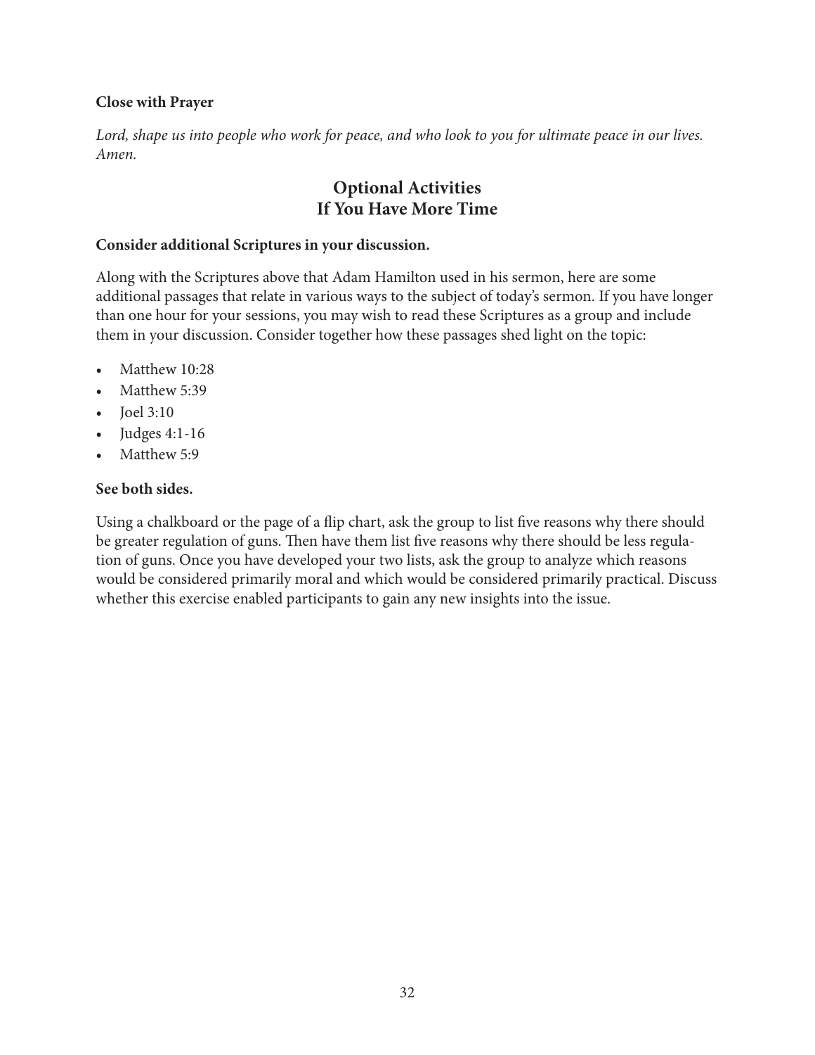**Close with Prayer**

*Lord, shape us into people who work for peace, and who look to you for ultimate peace in our lives. Amen.*

## Optional Activities
## If You Have More Time

**Consider additional Scriptures in your discussion.**

Along with the Scriptures above that Adam Hamilton used in his sermon, here are some additional passages that relate in various ways to the subject of today's sermon. If you have longer than one hour for your sessions, you may wish to read these Scriptures as a group and include them in your discussion. Consider together how these passages shed light on the topic:

- Matthew 10:28
- Matthew 5:39
- Joel 3:10
- Judges 4:1-16
- Matthew 5:9

**See both sides.**

Using a chalkboard or the page of a flip chart, ask the group to list five reasons why there should be greater regulation of guns. Then have them list five reasons why there should be less regulation of guns. Once you have developed your two lists, ask the group to analyze which reasons would be considered primarily moral and which would be considered primarily practical. Discuss whether this exercise enabled participants to gain any new insights into the issue.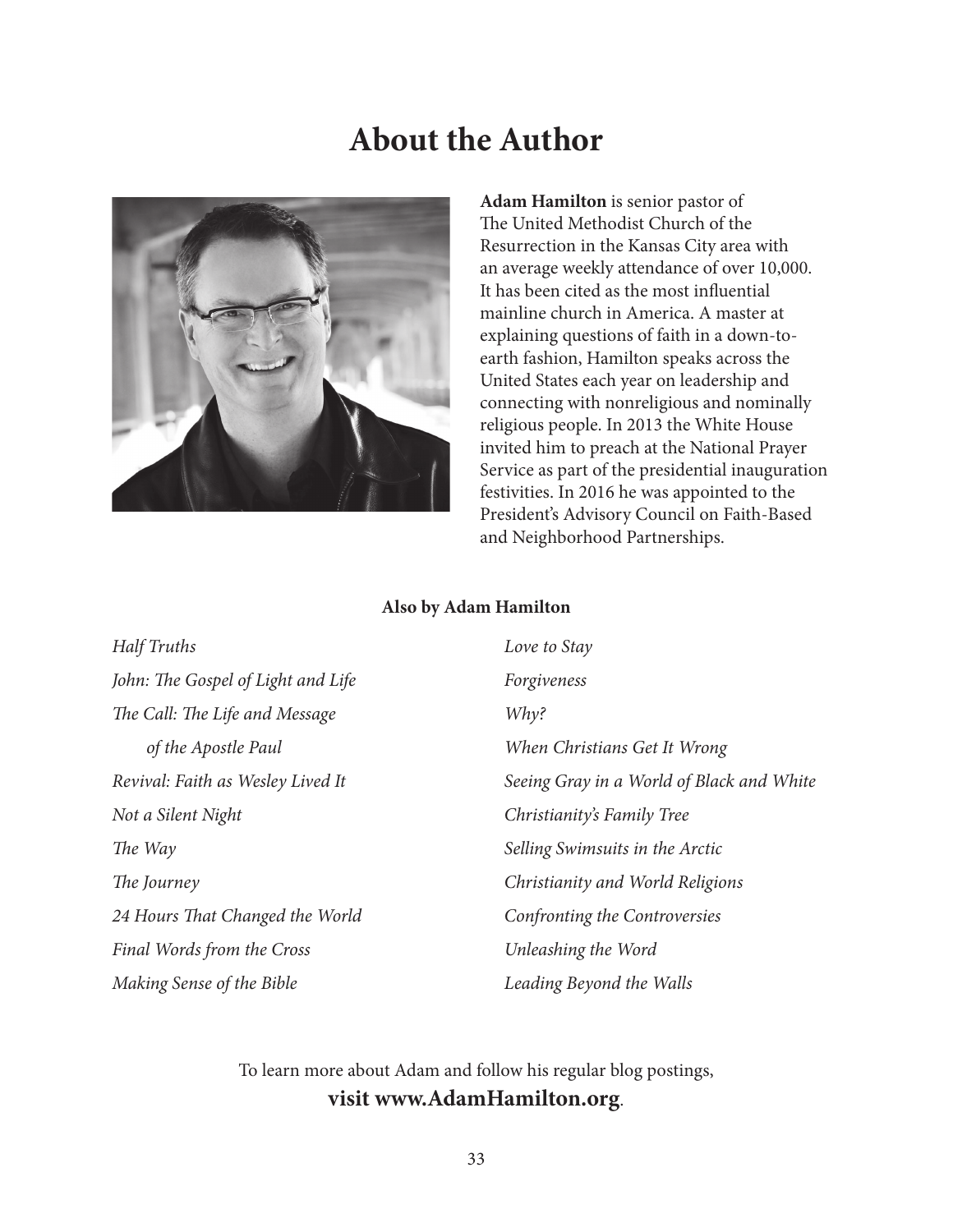# About the Author

**Adam Hamilton** is senior pastor of The United Methodist Church of the Resurrection in the Kansas City area with an average weekly attendance of over 10,000. It has been cited as the most influential mainline church in America. A master at explaining questions of faith in a down-to-earth fashion, Hamilton speaks across the United States each year on leadership and connecting with nonreligious and nominally religious people. In 2013 the White House invited him to preach at the National Prayer Service as part of the presidential inauguration festivities. In 2016 he was appointed to the President's Advisory Council on Faith-Based and Neighborhood Partnerships.

**Also by Adam Hamilton**

*Half Truths*
*John: The Gospel of Light and Life*
*The Call: The Life and Message of the Apostle Paul*
*Revival: Faith as Wesley Lived It*
*Not a Silent Night*
*The Way*
*The Journey*
*24 Hours That Changed the World*
*Final Words from the Cross*
*Making Sense of the Bible*
*Love to Stay*
*Forgiveness*
*Why?*
*When Christians Get It Wrong*
*Seeing Gray in a World of Black and White*
*Christianity's Family Tree*
*Selling Swimsuits in the Arctic*
*Christianity and World Religions*
*Confronting the Controversies*
*Unleashing the Word*
*Leading Beyond the Walls*

To learn more about Adam and follow his regular blog postings, **visit www.AdamHamilton.org**.